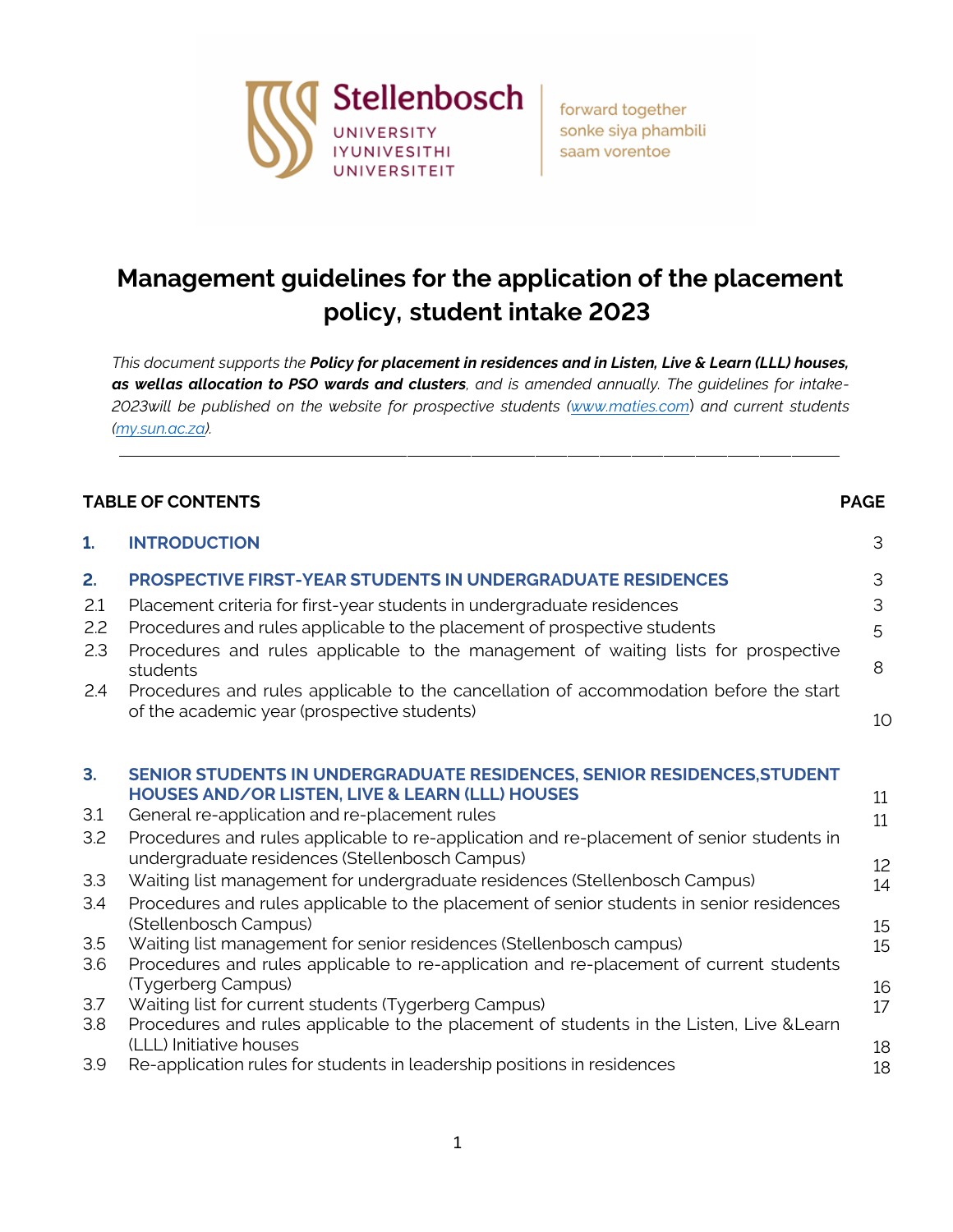Stellenbosch UNIVERSITY IYUNIVESITHI UNIVERSITEIT

forward together
sonke siya phambili
saam vorentoe

# Management guidelines for the application of the placement policy, student intake 2023

*This document supports the* ***Policy for placement in residences and in Listen, Live & Learn (LLL) houses, as wellas allocation to PSO wards and clusters****, and is amended annually. The guidelines for intake-2023will be published on the website for prospective students (www.maties.com) and current students (my.sun.ac.za).*

---

| TABLE OF CONTENTS | | PAGE |
|---|---|---|
| **1.** | **INTRODUCTION** | 3 |
| **2.** | **PROSPECTIVE FIRST-YEAR STUDENTS IN UNDERGRADUATE RESIDENCES** | 3 |
| 2.1 | Placement criteria for first-year students in undergraduate residences | 3 |
| 2.2 | Procedures and rules applicable to the placement of prospective students | 5 |
| 2.3 | Procedures and rules applicable to the management of waiting lists for prospective students | 8 |
| 2.4 | Procedures and rules applicable to the cancellation of accommodation before the start of the academic year (prospective students) | 10 |
| **3.** | **SENIOR STUDENTS IN UNDERGRADUATE RESIDENCES, SENIOR RESIDENCES,STUDENT HOUSES AND/OR LISTEN, LIVE & LEARN (LLL) HOUSES** | 11 |
| 3.1 | General re-application and re-placement rules | 11 |
| 3.2 | Procedures and rules applicable to re-application and re-placement of senior students in undergraduate residences (Stellenbosch Campus) | 12 |
| 3.3 | Waiting list management for undergraduate residences (Stellenbosch Campus) | 14 |
| 3.4 | Procedures and rules applicable to the placement of senior students in senior residences (Stellenbosch Campus) | 15 |
| 3.5 | Waiting list management for senior residences (Stellenbosch campus) | 15 |
| 3.6 | Procedures and rules applicable to re-application and re-placement of current students (Tygerberg Campus) | 16 |
| 3.7 | Waiting list for current students (Tygerberg Campus) | 17 |
| 3.8 | Procedures and rules applicable to the placement of students in the Listen, Live &Learn (LLL) Initiative houses | 18 |
| 3.9 | Re-application rules for students in leadership positions in residences | 18 |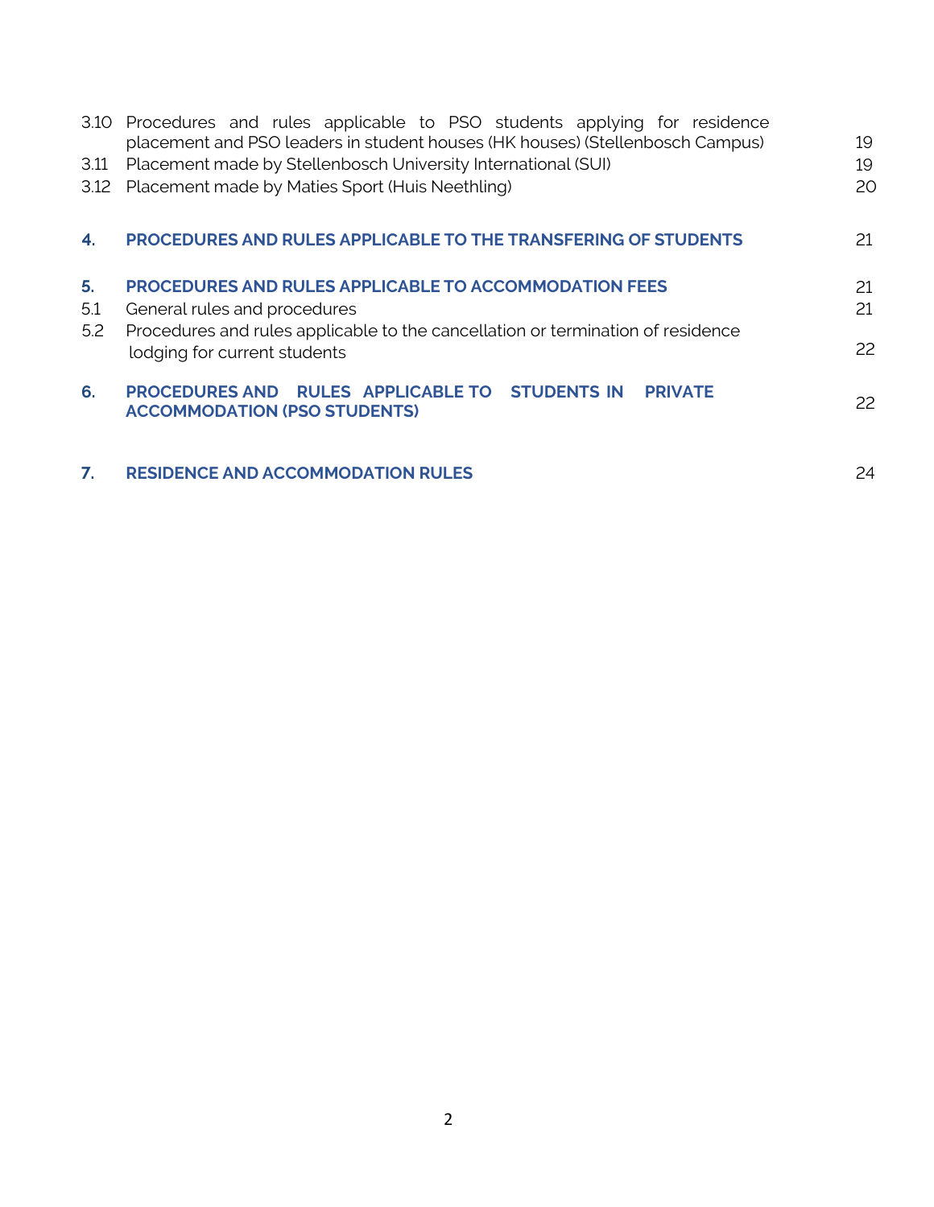| | | |
|---|---|---|
| 3.10 | Procedures and rules applicable to PSO students applying for residence placement and PSO leaders in student houses (HK houses) (Stellenbosch Campus) | 19 |
| 3.11 | Placement made by Stellenbosch University International (SUI) | 19 |
| 3.12 | Placement made by Maties Sport (Huis Neethling) | 20 |
| **4.** | **PROCEDURES AND RULES APPLICABLE TO THE TRANSFERING OF STUDENTS** | 21 |
| **5.** | **PROCEDURES AND RULES APPLICABLE TO ACCOMMODATION FEES** | 21 |
| 5.1 | General rules and procedures | 21 |
| 5.2 | Procedures and rules applicable to the cancellation or termination of residence lodging for current students | 22 |
| **6.** | **PROCEDURES AND RULES APPLICABLE TO STUDENTS IN PRIVATE ACCOMMODATION (PSO STUDENTS)** | 22 |
| **7.** | **RESIDENCE AND ACCOMMODATION RULES** | 24 |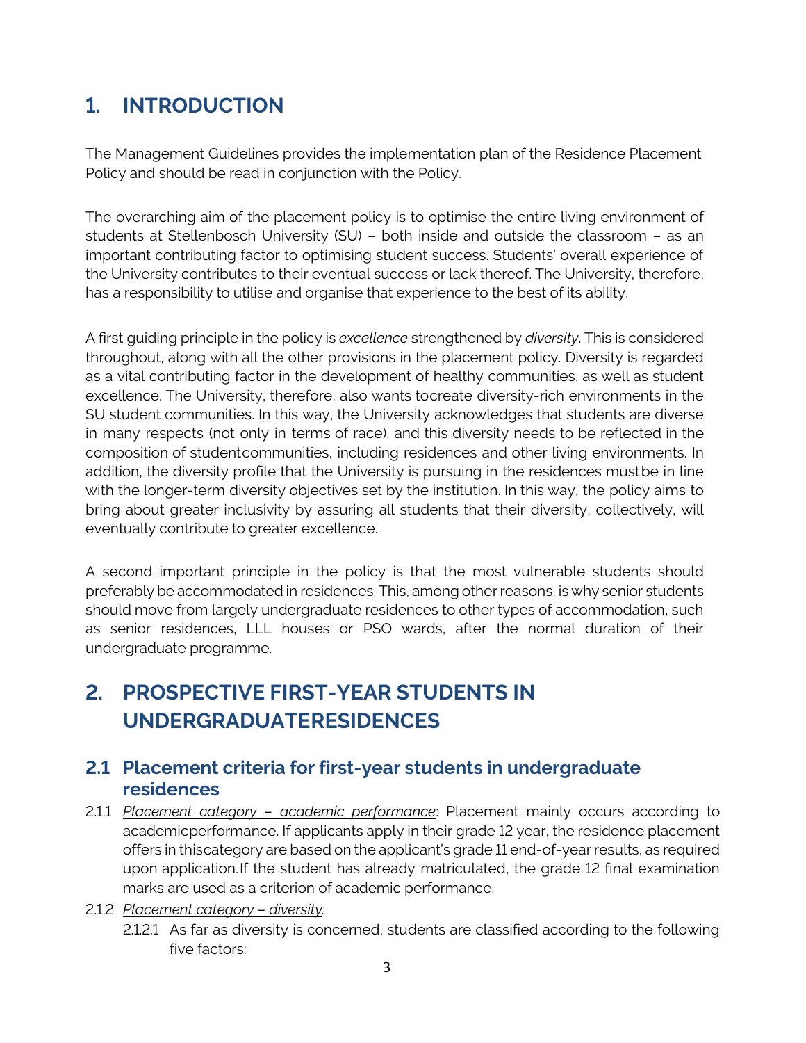# 1. INTRODUCTION

The Management Guidelines provides the implementation plan of the Residence Placement Policy and should be read in conjunction with the Policy.

The overarching aim of the placement policy is to optimise the entire living environment of students at Stellenbosch University (SU) – both inside and outside the classroom – as an important contributing factor to optimising student success. Students' overall experience of the University contributes to their eventual success or lack thereof. The University, therefore, has a responsibility to utilise and organise that experience to the best of its ability.

A first guiding principle in the policy is *excellence* strengthened by *diversity*. This is considered throughout, along with all the other provisions in the placement policy. Diversity is regarded as a vital contributing factor in the development of healthy communities, as well as student excellence. The University, therefore, also wants tocreate diversity-rich environments in the SU student communities. In this way, the University acknowledges that students are diverse in many respects (not only in terms of race), and this diversity needs to be reflected in the composition of studentcommunities, including residences and other living environments. In addition, the diversity profile that the University is pursuing in the residences mustbe in line with the longer-term diversity objectives set by the institution. In this way, the policy aims to bring about greater inclusivity by assuring all students that their diversity, collectively, will eventually contribute to greater excellence.

A second important principle in the policy is that the most vulnerable students should preferably be accommodated in residences. This, among other reasons, is why senior students should move from largely undergraduate residences to other types of accommodation, such as senior residences, LLL houses or PSO wards, after the normal duration of their undergraduate programme.

# 2. PROSPECTIVE FIRST-YEAR STUDENTS IN UNDERGRADUATERESIDENCES

## 2.1 Placement criteria for first-year students in undergraduate residences

2.1.1 *Placement category – academic performance*: Placement mainly occurs according to academicperformance. If applicants apply in their grade 12 year, the residence placement offers in thiscategory are based on the applicant's grade 11 end-of-year results, as required upon application.If the student has already matriculated, the grade 12 final examination marks are used as a criterion of academic performance.

2.1.2 *Placement category – diversity:*

2.1.2.1 As far as diversity is concerned, students are classified according to the following five factors: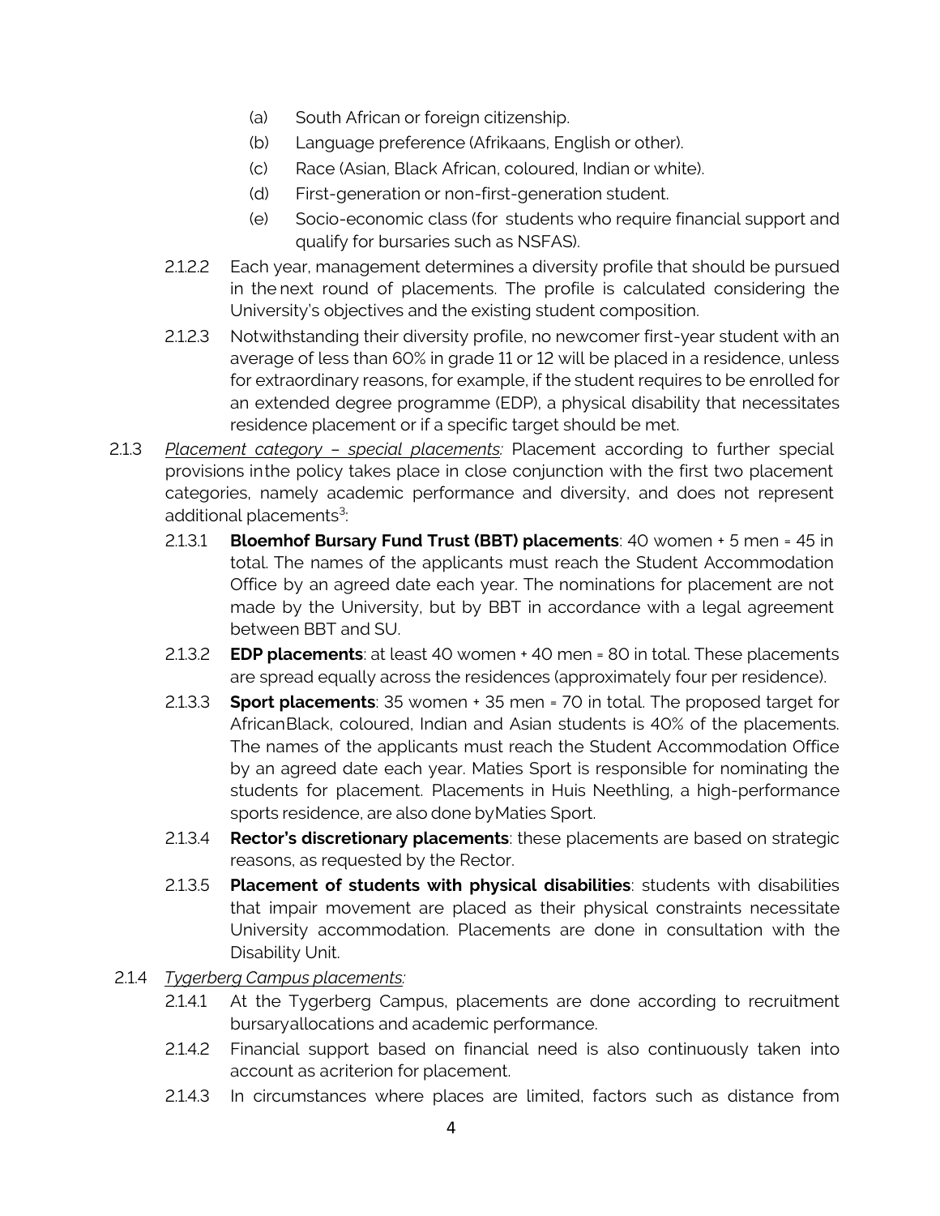- (a) South African or foreign citizenship.
- (b) Language preference (Afrikaans, English or other).
- (c) Race (Asian, Black African, coloured, Indian or white).
- (d) First-generation or non-first-generation student.
- (e) Socio-economic class (for students who require financial support and qualify for bursaries such as NSFAS).

2.1.2.2 Each year, management determines a diversity profile that should be pursued in the next round of placements. The profile is calculated considering the University's objectives and the existing student composition.

2.1.2.3 Notwithstanding their diversity profile, no newcomer first-year student with an average of less than 60% in grade 11 or 12 will be placed in a residence, unless for extraordinary reasons, for example, if the student requires to be enrolled for an extended degree programme (EDP), a physical disability that necessitates residence placement or if a specific target should be met.

2.1.3 *Placement category – special placements:* Placement according to further special provisions inthe policy takes place in close conjunction with the first two placement categories, namely academic performance and diversity, and does not represent additional placements[3]:

2.1.3.1 **Bloemhof Bursary Fund Trust (BBT) placements**: 40 women + 5 men = 45 in total. The names of the applicants must reach the Student Accommodation Office by an agreed date each year. The nominations for placement are not made by the University, but by BBT in accordance with a legal agreement between BBT and SU.

2.1.3.2 **EDP placements**: at least 40 women + 40 men = 80 in total. These placements are spread equally across the residences (approximately four per residence).

2.1.3.3 **Sport placements**: 35 women + 35 men = 70 in total. The proposed target for AfricanBlack, coloured, Indian and Asian students is 40% of the placements. The names of the applicants must reach the Student Accommodation Office by an agreed date each year. Maties Sport is responsible for nominating the students for placement. Placements in Huis Neethling, a high-performance sports residence, are also done byMaties Sport.

2.1.3.4 **Rector's discretionary placements**: these placements are based on strategic reasons, as requested by the Rector.

2.1.3.5 **Placement of students with physical disabilities**: students with disabilities that impair movement are placed as their physical constraints necessitate University accommodation. Placements are done in consultation with the Disability Unit.

2.1.4 *Tygerberg Campus placements:*

2.1.4.1 At the Tygerberg Campus, placements are done according to recruitment bursaryallocations and academic performance.

2.1.4.2 Financial support based on financial need is also continuously taken into account as acriterion for placement.

2.1.4.3 In circumstances where places are limited, factors such as distance from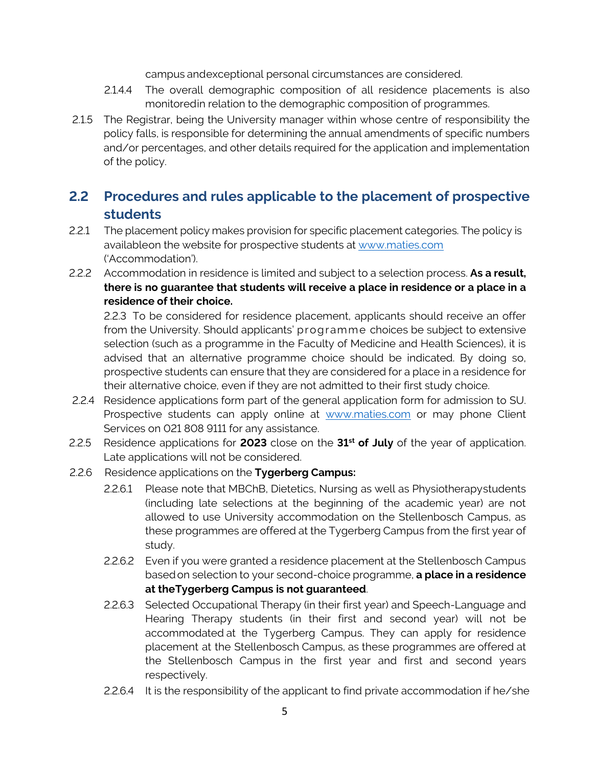campus andexceptional personal circumstances are considered.

2.1.4.4 The overall demographic composition of all residence placements is also monitoredin relation to the demographic composition of programmes.

2.1.5 The Registrar, being the University manager within whose centre of responsibility the policy falls, is responsible for determining the annual amendments of specific numbers and/or percentages, and other details required for the application and implementation of the policy.

## 2.2 Procedures and rules applicable to the placement of prospective students

2.2.1 The placement policy makes provision for specific placement categories. The policy is availableon the website for prospective students at www.maties.com ('Accommodation').

2.2.2 Accommodation in residence is limited and subject to a selection process. **As a result, there is no guarantee that students will receive a place in residence or a place in a residence of their choice.**

2.2.3 To be considered for residence placement, applicants should receive an offer from the University. Should applicants' programme choices be subject to extensive selection (such as a programme in the Faculty of Medicine and Health Sciences), it is advised that an alternative programme choice should be indicated. By doing so, prospective students can ensure that they are considered for a place in a residence for their alternative choice, even if they are not admitted to their first study choice.

2.2.4 Residence applications form part of the general application form for admission to SU. Prospective students can apply online at www.maties.com or may phone Client Services on 021 808 9111 for any assistance.

2.2.5 Residence applications for **2023** close on the **31st of July** of the year of application. Late applications will not be considered.

2.2.6 Residence applications on the **Tygerberg Campus:**

2.2.6.1 Please note that MBChB, Dietetics, Nursing as well as Physiotherapystudents (including late selections at the beginning of the academic year) are not allowed to use University accommodation on the Stellenbosch Campus, as these programmes are offered at the Tygerberg Campus from the first year of study.

2.2.6.2 Even if you were granted a residence placement at the Stellenbosch Campus basedon selection to your second-choice programme, **a place in a residence at theTygerberg Campus is not guaranteed**.

2.2.6.3 Selected Occupational Therapy (in their first year) and Speech-Language and Hearing Therapy students (in their first and second year) will not be accommodated at the Tygerberg Campus. They can apply for residence placement at the Stellenbosch Campus, as these programmes are offered at the Stellenbosch Campus in the first year and first and second years respectively.

2.2.6.4 It is the responsibility of the applicant to find private accommodation if he/she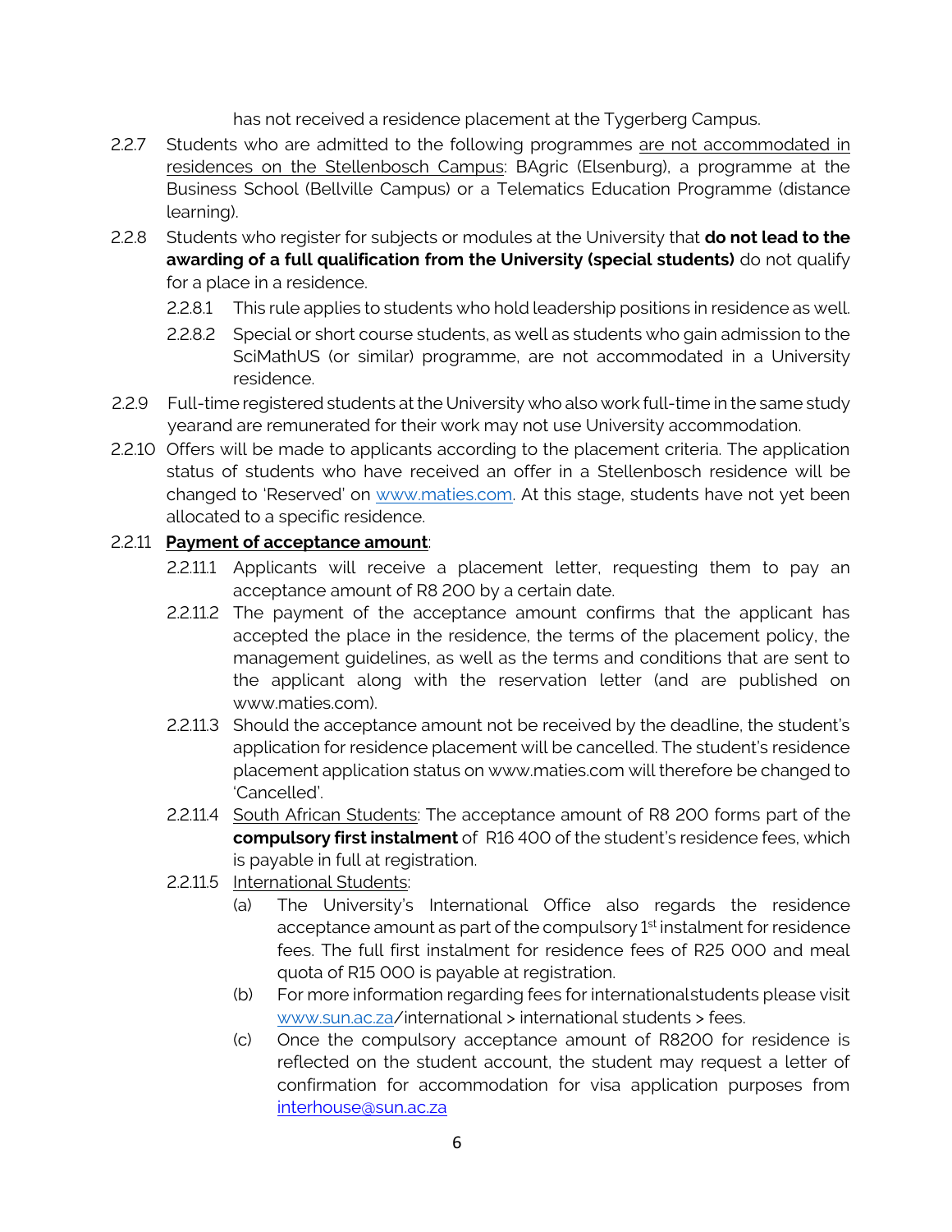has not received a residence placement at the Tygerberg Campus.

2.2.7 Students who are admitted to the following programmes are not accommodated in residences on the Stellenbosch Campus: BAgric (Elsenburg), a programme at the Business School (Bellville Campus) or a Telematics Education Programme (distance learning).

2.2.8 Students who register for subjects or modules at the University that **do not lead to the awarding of a full qualification from the University (special students)** do not qualify for a place in a residence.

- 2.2.8.1 This rule applies to students who hold leadership positions in residence as well.
- 2.2.8.2 Special or short course students, as well as students who gain admission to the SciMathUS (or similar) programme, are not accommodated in a University residence.

2.2.9 Full-time registered students at the University who also work full-time in the same study yearand are remunerated for their work may not use University accommodation.

2.2.10 Offers will be made to applicants according to the placement criteria. The application status of students who have received an offer in a Stellenbosch residence will be changed to 'Reserved' on www.maties.com. At this stage, students have not yet been allocated to a specific residence.

2.2.11 **Payment of acceptance amount**:

- 2.2.11.1 Applicants will receive a placement letter, requesting them to pay an acceptance amount of R8 200 by a certain date.
- 2.2.11.2 The payment of the acceptance amount confirms that the applicant has accepted the place in the residence, the terms of the placement policy, the management guidelines, as well as the terms and conditions that are sent to the applicant along with the reservation letter (and are published on www.maties.com).
- 2.2.11.3 Should the acceptance amount not be received by the deadline, the student's application for residence placement will be cancelled. The student's residence placement application status on www.maties.com will therefore be changed to 'Cancelled'.
- 2.2.11.4 South African Students: The acceptance amount of R8 200 forms part of the **compulsory first instalment** of R16 400 of the student's residence fees, which is payable in full at registration.
- 2.2.11.5 International Students:
  - (a) The University's International Office also regards the residence acceptance amount as part of the compulsory 1st instalment for residence fees. The full first instalment for residence fees of R25 000 and meal quota of R15 000 is payable at registration.
  - (b) For more information regarding fees for internationalstudents please visit www.sun.ac.za/international > international students > fees.
  - (c) Once the compulsory acceptance amount of R8200 for residence is reflected on the student account, the student may request a letter of confirmation for accommodation for visa application purposes from interhouse@sun.ac.za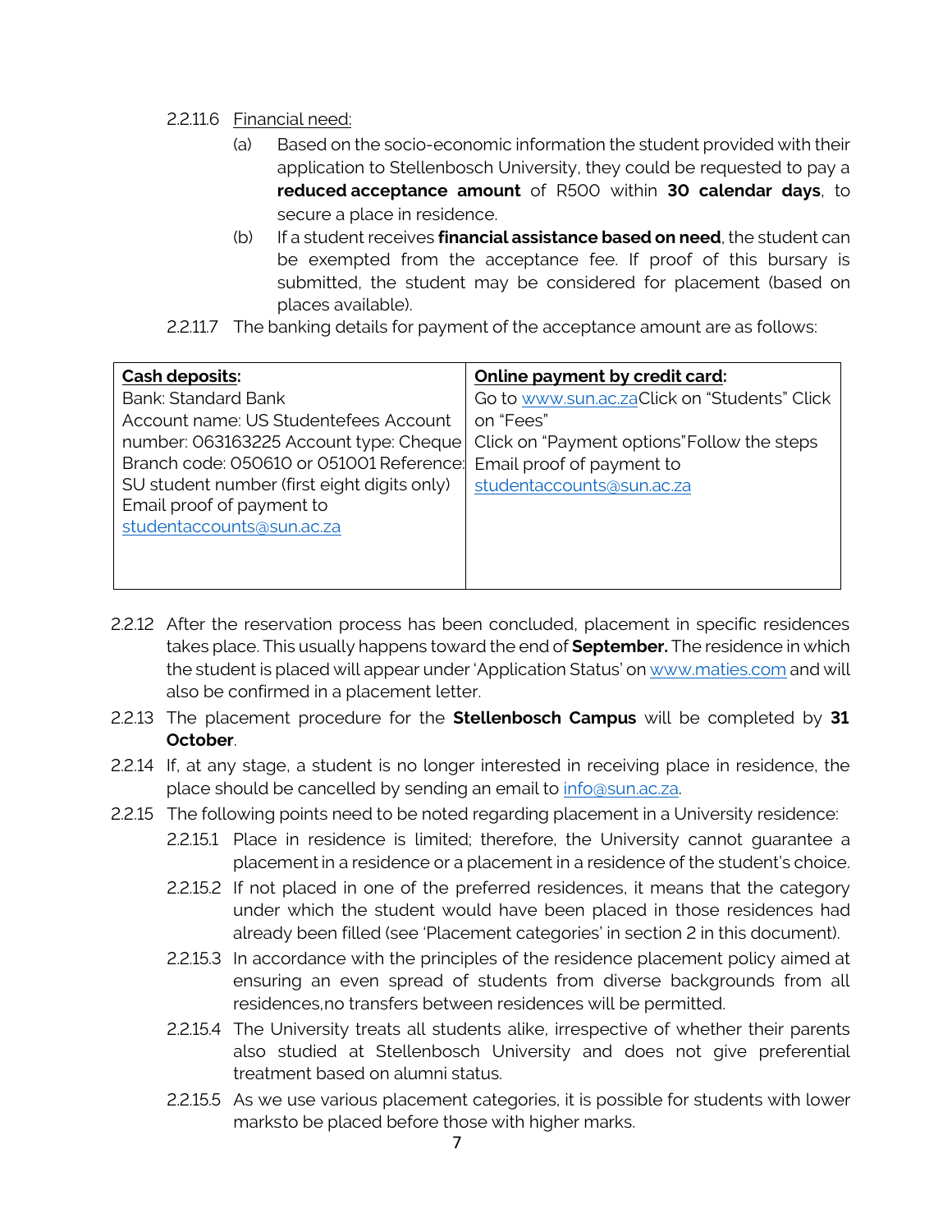2.2.11.6 Financial need:

(a) Based on the socio-economic information the student provided with their application to Stellenbosch University, they could be requested to pay a **reduced acceptance amount** of R500 within **30 calendar days**, to secure a place in residence.

(b) If a student receives **financial assistance based on need**, the student can be exempted from the acceptance fee. If proof of this bursary is submitted, the student may be considered for placement (based on places available).

2.2.11.7 The banking details for payment of the acceptance amount are as follows:

| **Cash deposits:** | **Online payment by credit card:** |
|---|---|
| Bank: Standard Bank Account name: US Studentefees Account number: 063163225 Account type: Cheque Branch code: 050610 or 051001 Reference: SU student number (first eight digits only) Email proof of payment to studentaccounts@sun.ac.za | Go to www.sun.ac.za Click on "Students" Click on "Fees" Click on "Payment options" Follow the steps Email proof of payment to studentaccounts@sun.ac.za |

2.2.12 After the reservation process has been concluded, placement in specific residences takes place. This usually happens toward the end of **September.** The residence in which the student is placed will appear under 'Application Status' on www.maties.com and will also be confirmed in a placement letter.

2.2.13 The placement procedure for the **Stellenbosch Campus** will be completed by **31 October**.

2.2.14 If, at any stage, a student is no longer interested in receiving place in residence, the place should be cancelled by sending an email to info@sun.ac.za.

2.2.15 The following points need to be noted regarding placement in a University residence:

2.2.15.1 Place in residence is limited; therefore, the University cannot guarantee a placement in a residence or a placement in a residence of the student's choice.

2.2.15.2 If not placed in one of the preferred residences, it means that the category under which the student would have been placed in those residences had already been filled (see 'Placement categories' in section 2 in this document).

2.2.15.3 In accordance with the principles of the residence placement policy aimed at ensuring an even spread of students from diverse backgrounds from all residences,no transfers between residences will be permitted.

2.2.15.4 The University treats all students alike, irrespective of whether their parents also studied at Stellenbosch University and does not give preferential treatment based on alumni status.

2.2.15.5 As we use various placement categories, it is possible for students with lower marksto be placed before those with higher marks.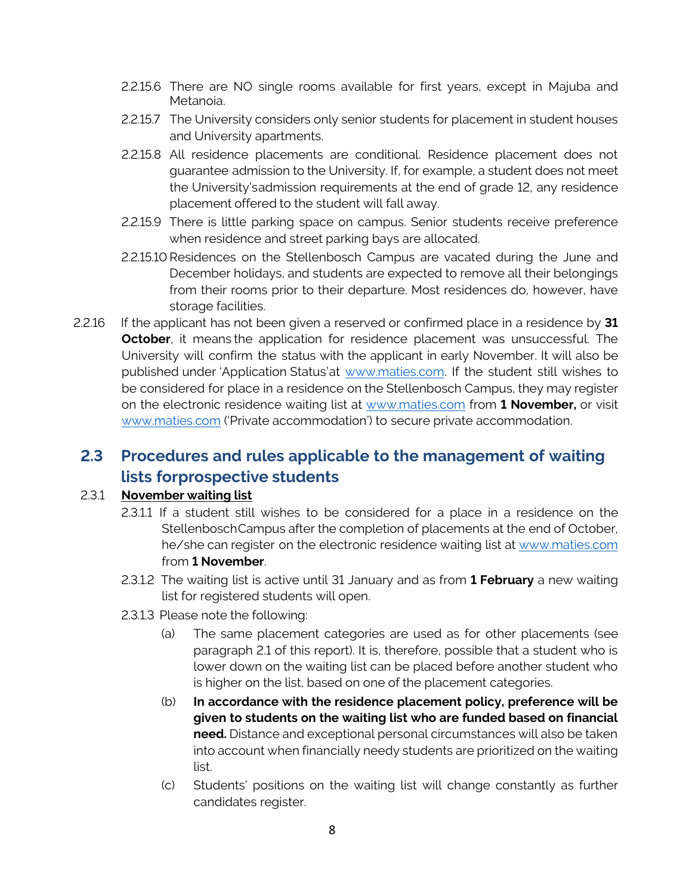2.2.15.6 There are NO single rooms available for first years, except in Majuba and Metanoia.

2.2.15.7 The University considers only senior students for placement in student houses and University apartments.

2.2.15.8 All residence placements are conditional. Residence placement does not guarantee admission to the University. If, for example, a student does not meet the University'sadmission requirements at the end of grade 12, any residence placement offered to the student will fall away.

2.2.15.9 There is little parking space on campus. Senior students receive preference when residence and street parking bays are allocated.

2.2.15.10 Residences on the Stellenbosch Campus are vacated during the June and December holidays, and students are expected to remove all their belongings from their rooms prior to their departure. Most residences do, however, have storage facilities.

2.2.16 If the applicant has not been given a reserved or confirmed place in a residence by **31 October**, it means the application for residence placement was unsuccessful. The University will confirm the status with the applicant in early November. It will also be published under 'Application Status'at www.maties.com. If the student still wishes to be considered for place in a residence on the Stellenbosch Campus, they may register on the electronic residence waiting list at www.maties.com from **1 November,** or visit www.maties.com ('Private accommodation') to secure private accommodation.

## 2.3 Procedures and rules applicable to the management of waiting lists forprospective students

2.3.1 **November waiting list**

2.3.1.1 If a student still wishes to be considered for a place in a residence on the StellenboschCampus after the completion of placements at the end of October, he/she can register on the electronic residence waiting list at www.maties.com from **1 November**.

2.3.1.2 The waiting list is active until 31 January and as from **1 February** a new waiting list for registered students will open.

2.3.1.3 Please note the following:

(a) The same placement categories are used as for other placements (see paragraph 2.1 of this report). It is, therefore, possible that a student who is lower down on the waiting list can be placed before another student who is higher on the list, based on one of the placement categories.

(b) **In accordance with the residence placement policy, preference will be given to students on the waiting list who are funded based on financial need.** Distance and exceptional personal circumstances will also be taken into account when financially needy students are prioritized on the waiting list.

(c) Students' positions on the waiting list will change constantly as further candidates register.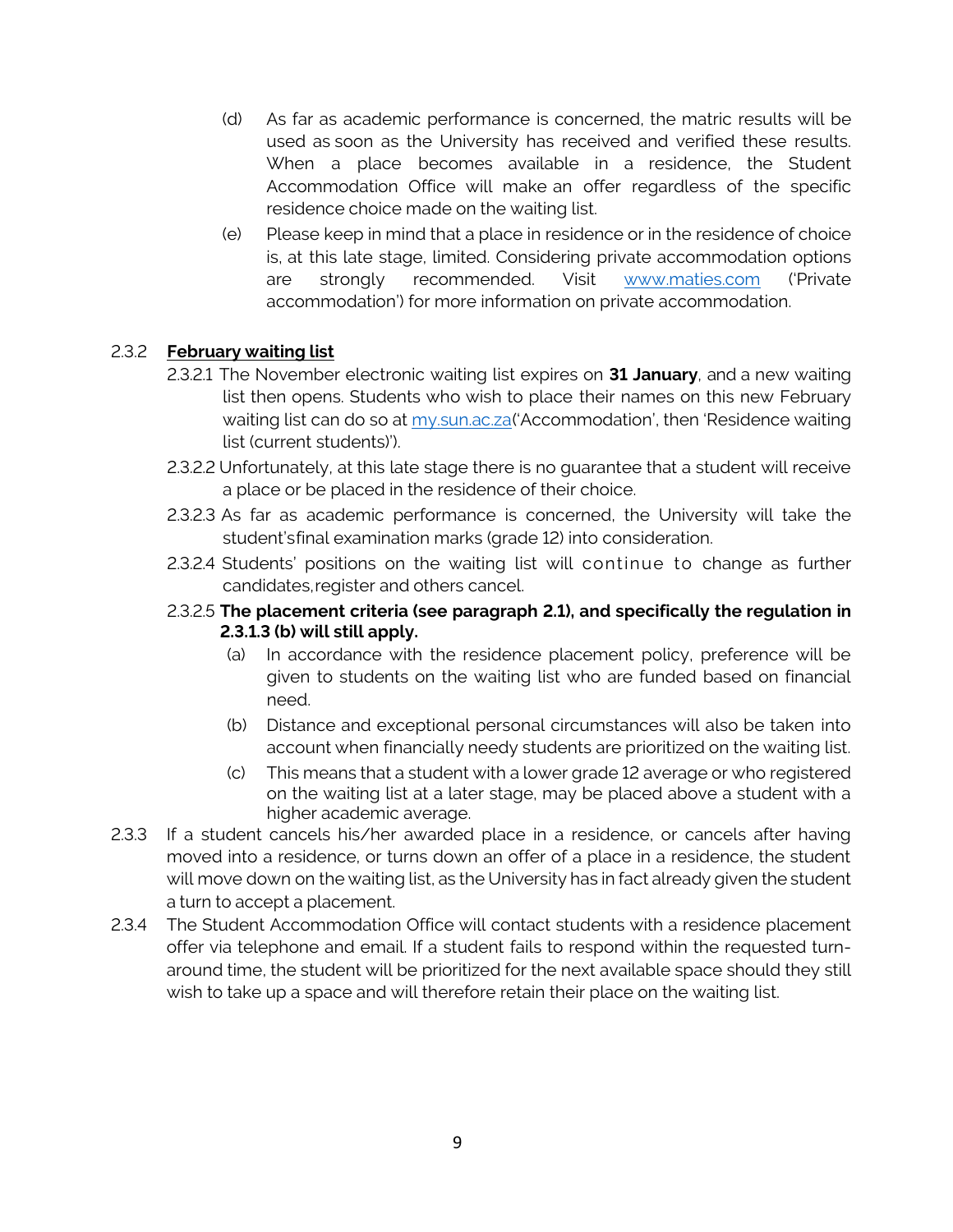(d) As far as academic performance is concerned, the matric results will be used as soon as the University has received and verified these results. When a place becomes available in a residence, the Student Accommodation Office will make an offer regardless of the specific residence choice made on the waiting list.

(e) Please keep in mind that a place in residence or in the residence of choice is, at this late stage, limited. Considering private accommodation options are strongly recommended. Visit www.maties.com ('Private accommodation') for more information on private accommodation.

2.3.2 **February waiting list**

2.3.2.1 The November electronic waiting list expires on **31 January**, and a new waiting list then opens. Students who wish to place their names on this new February waiting list can do so at my.sun.ac.za('Accommodation', then 'Residence waiting list (current students)').

2.3.2.2 Unfortunately, at this late stage there is no guarantee that a student will receive a place or be placed in the residence of their choice.

2.3.2.3 As far as academic performance is concerned, the University will take the student'sfinal examination marks (grade 12) into consideration.

2.3.2.4 Students' positions on the waiting list will continue to change as further candidates,register and others cancel.

2.3.2.5 **The placement criteria (see paragraph 2.1), and specifically the regulation in 2.3.1.3 (b) will still apply.**

(a) In accordance with the residence placement policy, preference will be given to students on the waiting list who are funded based on financial need.

(b) Distance and exceptional personal circumstances will also be taken into account when financially needy students are prioritized on the waiting list.

(c) This means that a student with a lower grade 12 average or who registered on the waiting list at a later stage, may be placed above a student with a higher academic average.

2.3.3 If a student cancels his/her awarded place in a residence, or cancels after having moved into a residence, or turns down an offer of a place in a residence, the student will move down on the waiting list, as the University has in fact already given the student a turn to accept a placement.

2.3.4 The Student Accommodation Office will contact students with a residence placement offer via telephone and email. If a student fails to respond within the requested turn-around time, the student will be prioritized for the next available space should they still wish to take up a space and will therefore retain their place on the waiting list.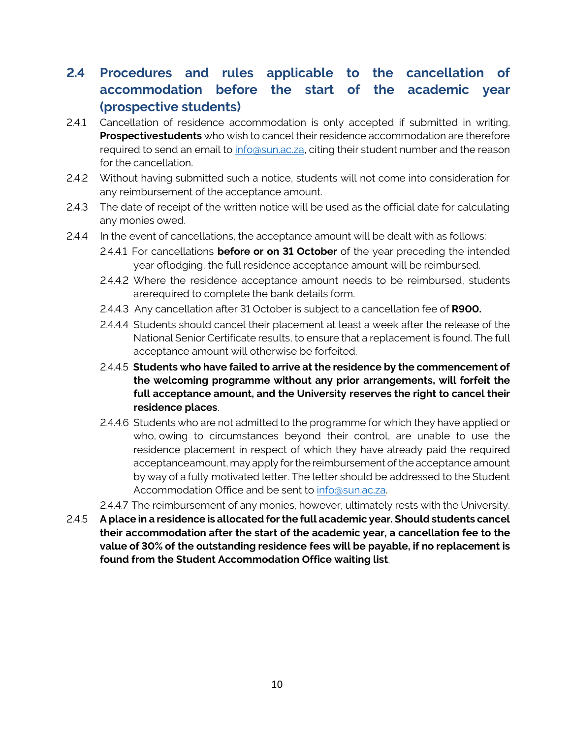## 2.4 Procedures and rules applicable to the cancellation of accommodation before the start of the academic year (prospective students)

2.4.1 Cancellation of residence accommodation is only accepted if submitted in writing. **Prospectivestudents** who wish to cancel their residence accommodation are therefore required to send an email to info@sun.ac.za, citing their student number and the reason for the cancellation.

2.4.2 Without having submitted such a notice, students will not come into consideration for any reimbursement of the acceptance amount.

2.4.3 The date of receipt of the written notice will be used as the official date for calculating any monies owed.

2.4.4 In the event of cancellations, the acceptance amount will be dealt with as follows:

2.4.4.1 For cancellations **before or on 31 October** of the year preceding the intended year oflodging, the full residence acceptance amount will be reimbursed.

2.4.4.2 Where the residence acceptance amount needs to be reimbursed, students arerequired to complete the bank details form.

2.4.4.3 Any cancellation after 31 October is subject to a cancellation fee of **R900.**

2.4.4.4 Students should cancel their placement at least a week after the release of the National Senior Certificate results, to ensure that a replacement is found. The full acceptance amount will otherwise be forfeited.

2.4.4.5 **Students who have failed to arrive at the residence by the commencement of the welcoming programme without any prior arrangements, will forfeit the full acceptance amount, and the University reserves the right to cancel their residence places**.

2.4.4.6 Students who are not admitted to the programme for which they have applied or who, owing to circumstances beyond their control, are unable to use the residence placement in respect of which they have already paid the required acceptanceamount, may apply for the reimbursement of the acceptance amount by way of a fully motivated letter. The letter should be addressed to the Student Accommodation Office and be sent to info@sun.ac.za.

2.4.4.7 The reimbursement of any monies, however, ultimately rests with the University.

2.4.5 **A place in a residence is allocated for the full academic year. Should students cancel their accommodation after the start of the academic year, a cancellation fee to the value of 30% of the outstanding residence fees will be payable, if no replacement is found from the Student Accommodation Office waiting list**.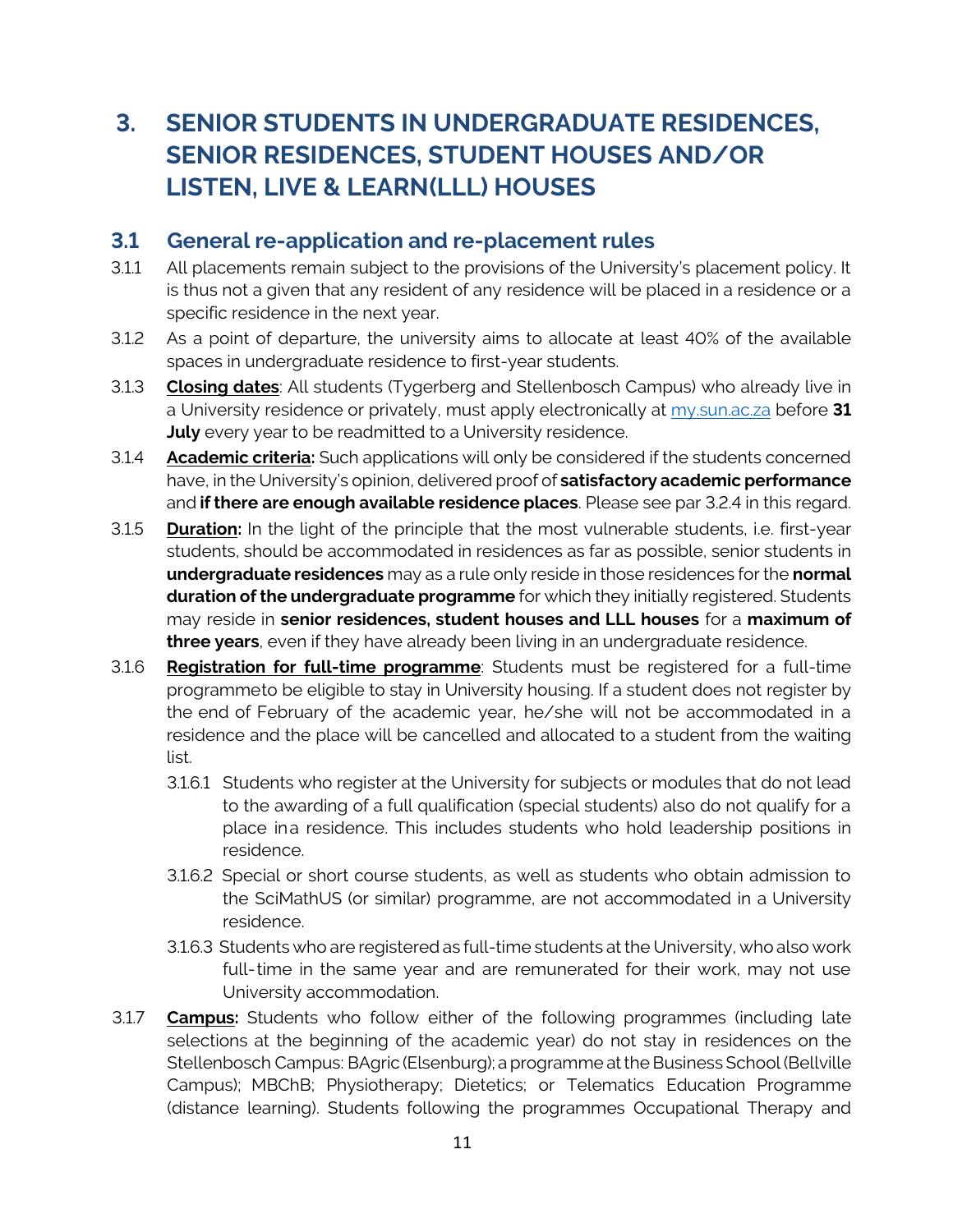# 3. SENIOR STUDENTS IN UNDERGRADUATE RESIDENCES, SENIOR RESIDENCES, STUDENT HOUSES AND/OR LISTEN, LIVE & LEARN(LLL) HOUSES

## 3.1 General re-application and re-placement rules

3.1.1 All placements remain subject to the provisions of the University's placement policy. It is thus not a given that any resident of any residence will be placed in a residence or a specific residence in the next year.

3.1.2 As a point of departure, the university aims to allocate at least 40% of the available spaces in undergraduate residence to first-year students.

3.1.3 **Closing dates**: All students (Tygerberg and Stellenbosch Campus) who already live in a University residence or privately, must apply electronically at my.sun.ac.za before **31 July** every year to be readmitted to a University residence.

3.1.4 **Academic criteria:** Such applications will only be considered if the students concerned have, in the University's opinion, delivered proof of **satisfactory academic performance** and **if there are enough available residence places**. Please see par 3.2.4 in this regard.

3.1.5 **Duration:** In the light of the principle that the most vulnerable students, i.e. first-year students, should be accommodated in residences as far as possible, senior students in **undergraduate residences** may as a rule only reside in those residences for the **normal duration of the undergraduate programme** for which they initially registered. Students may reside in **senior residences, student houses and LLL houses** for a **maximum of three years**, even if they have already been living in an undergraduate residence.

3.1.6 **Registration for full-time programme**: Students must be registered for a full-time programmeto be eligible to stay in University housing. If a student does not register by the end of February of the academic year, he/she will not be accommodated in a residence and the place will be cancelled and allocated to a student from the waiting list.

3.1.6.1 Students who register at the University for subjects or modules that do not lead to the awarding of a full qualification (special students) also do not qualify for a place ina residence. This includes students who hold leadership positions in residence.

3.1.6.2 Special or short course students, as well as students who obtain admission to the SciMathUS (or similar) programme, are not accommodated in a University residence.

3.1.6.3 Students who are registered as full-time students at the University, who also work full-time in the same year and are remunerated for their work, may not use University accommodation.

3.1.7 **Campus:** Students who follow either of the following programmes (including late selections at the beginning of the academic year) do not stay in residences on the Stellenbosch Campus: BAgric (Elsenburg); a programme at the Business School (Bellville Campus); MBChB; Physiotherapy; Dietetics; or Telematics Education Programme (distance learning). Students following the programmes Occupational Therapy and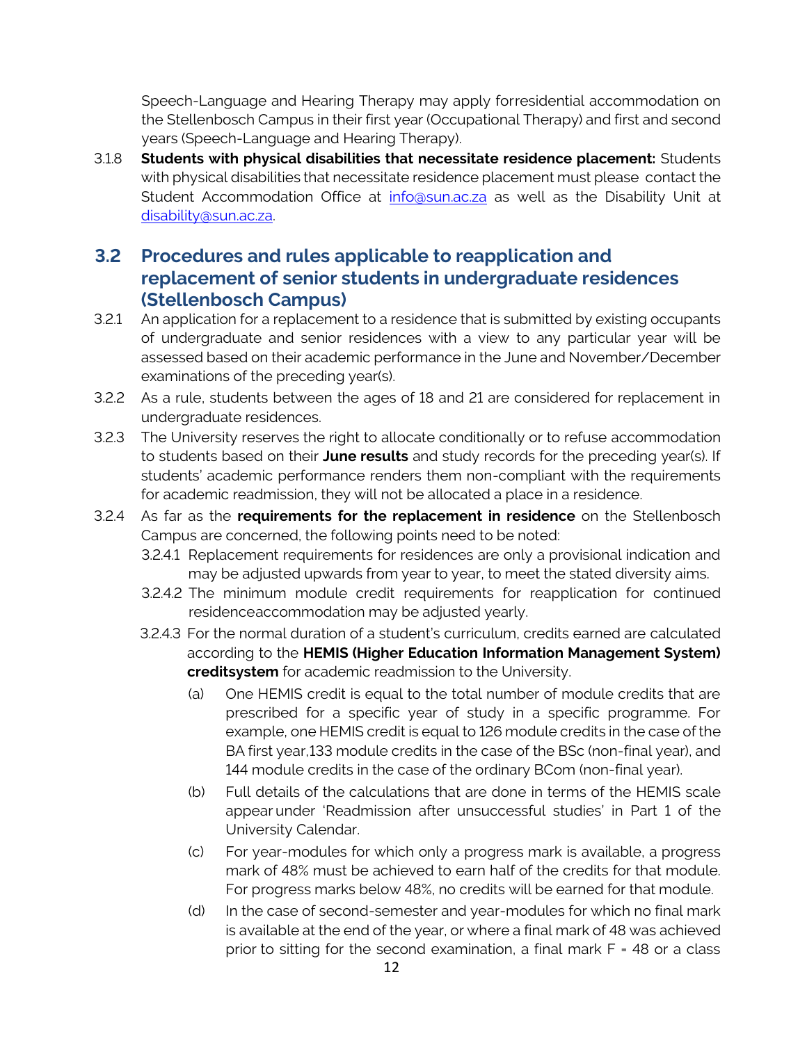Speech-Language and Hearing Therapy may apply forresidential accommodation on the Stellenbosch Campus in their first year (Occupational Therapy) and first and second years (Speech-Language and Hearing Therapy).

3.1.8 **Students with physical disabilities that necessitate residence placement:** Students with physical disabilities that necessitate residence placement must please contact the Student Accommodation Office at info@sun.ac.za as well as the Disability Unit at disability@sun.ac.za.

## 3.2 Procedures and rules applicable to reapplication and replacement of senior students in undergraduate residences (Stellenbosch Campus)

3.2.1 An application for a replacement to a residence that is submitted by existing occupants of undergraduate and senior residences with a view to any particular year will be assessed based on their academic performance in the June and November/December examinations of the preceding year(s).

3.2.2 As a rule, students between the ages of 18 and 21 are considered for replacement in undergraduate residences.

3.2.3 The University reserves the right to allocate conditionally or to refuse accommodation to students based on their **June results** and study records for the preceding year(s). If students' academic performance renders them non-compliant with the requirements for academic readmission, they will not be allocated a place in a residence.

3.2.4 As far as the **requirements for the replacement in residence** on the Stellenbosch Campus are concerned, the following points need to be noted:

3.2.4.1 Replacement requirements for residences are only a provisional indication and may be adjusted upwards from year to year, to meet the stated diversity aims.

3.2.4.2 The minimum module credit requirements for reapplication for continued residenceaccommodation may be adjusted yearly.

3.2.4.3 For the normal duration of a student's curriculum, credits earned are calculated according to the **HEMIS (Higher Education Information Management System) creditsystem** for academic readmission to the University.

(a) One HEMIS credit is equal to the total number of module credits that are prescribed for a specific year of study in a specific programme. For example, one HEMIS credit is equal to 126 module credits in the case of the BA first year,133 module credits in the case of the BSc (non-final year), and 144 module credits in the case of the ordinary BCom (non-final year).

(b) Full details of the calculations that are done in terms of the HEMIS scale appear under 'Readmission after unsuccessful studies' in Part 1 of the University Calendar.

(c) For year-modules for which only a progress mark is available, a progress mark of 48% must be achieved to earn half of the credits for that module. For progress marks below 48%, no credits will be earned for that module.

(d) In the case of second-semester and year-modules for which no final mark is available at the end of the year, or where a final mark of 48 was achieved prior to sitting for the second examination, a final mark F = 48 or a class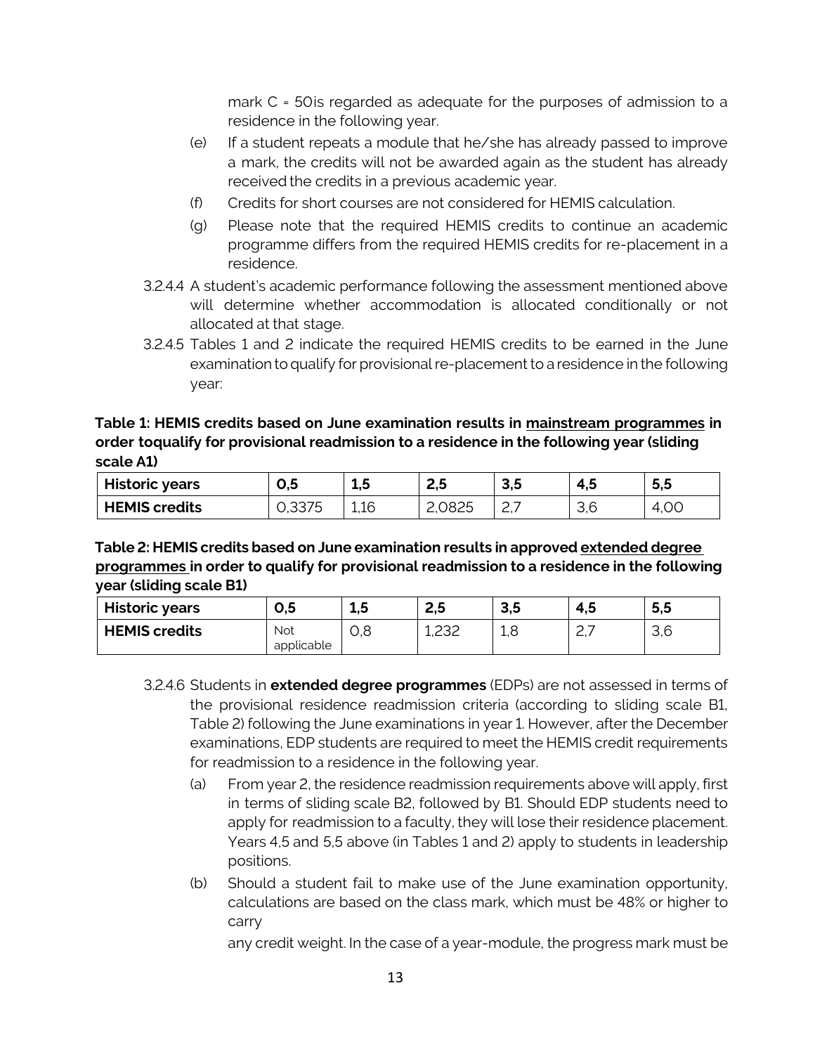mark C = 50is regarded as adequate for the purposes of admission to a residence in the following year.

(e) If a student repeats a module that he/she has already passed to improve a mark, the credits will not be awarded again as the student has already received the credits in a previous academic year.

(f) Credits for short courses are not considered for HEMIS calculation.

(g) Please note that the required HEMIS credits to continue an academic programme differs from the required HEMIS credits for re-placement in a residence.

3.2.4.4 A student's academic performance following the assessment mentioned above will determine whether accommodation is allocated conditionally or not allocated at that stage.

3.2.4.5 Tables 1 and 2 indicate the required HEMIS credits to be earned in the June examination to qualify for provisional re-placement to a residence in the following year:

**Table 1: HEMIS credits based on June examination results in <u>mainstream programmes</u> in order toqualify for provisional readmission to a residence in the following year (sliding scale A1)**

| Historic years | 0,5 | 1,5 | 2,5 | 3,5 | 4,5 | 5,5 |
|---|---|---|---|---|---|---|
| HEMIS credits | 0,3375 | 1,16 | 2,0825 | 2,7 | 3,6 | 4,00 |

**Table 2: HEMIS credits based on June examination results in approved <u>extended degree programmes</u> in order to qualify for provisional readmission to a residence in the following year (sliding scale B1)**

| Historic years | 0,5 | 1,5 | 2,5 | 3,5 | 4,5 | 5,5 |
|---|---|---|---|---|---|---|
| HEMIS credits | Not applicable | 0,8 | 1,232 | 1,8 | 2,7 | 3,6 |

3.2.4.6 Students in **extended degree programmes** (EDPs) are not assessed in terms of the provisional residence readmission criteria (according to sliding scale B1, Table 2) following the June examinations in year 1. However, after the December examinations, EDP students are required to meet the HEMIS credit requirements for readmission to a residence in the following year.

(a) From year 2, the residence readmission requirements above will apply, first in terms of sliding scale B2, followed by B1. Should EDP students need to apply for readmission to a faculty, they will lose their residence placement. Years 4,5 and 5,5 above (in Tables 1 and 2) apply to students in leadership positions.

(b) Should a student fail to make use of the June examination opportunity, calculations are based on the class mark, which must be 48% or higher to carry

any credit weight. In the case of a year-module, the progress mark must be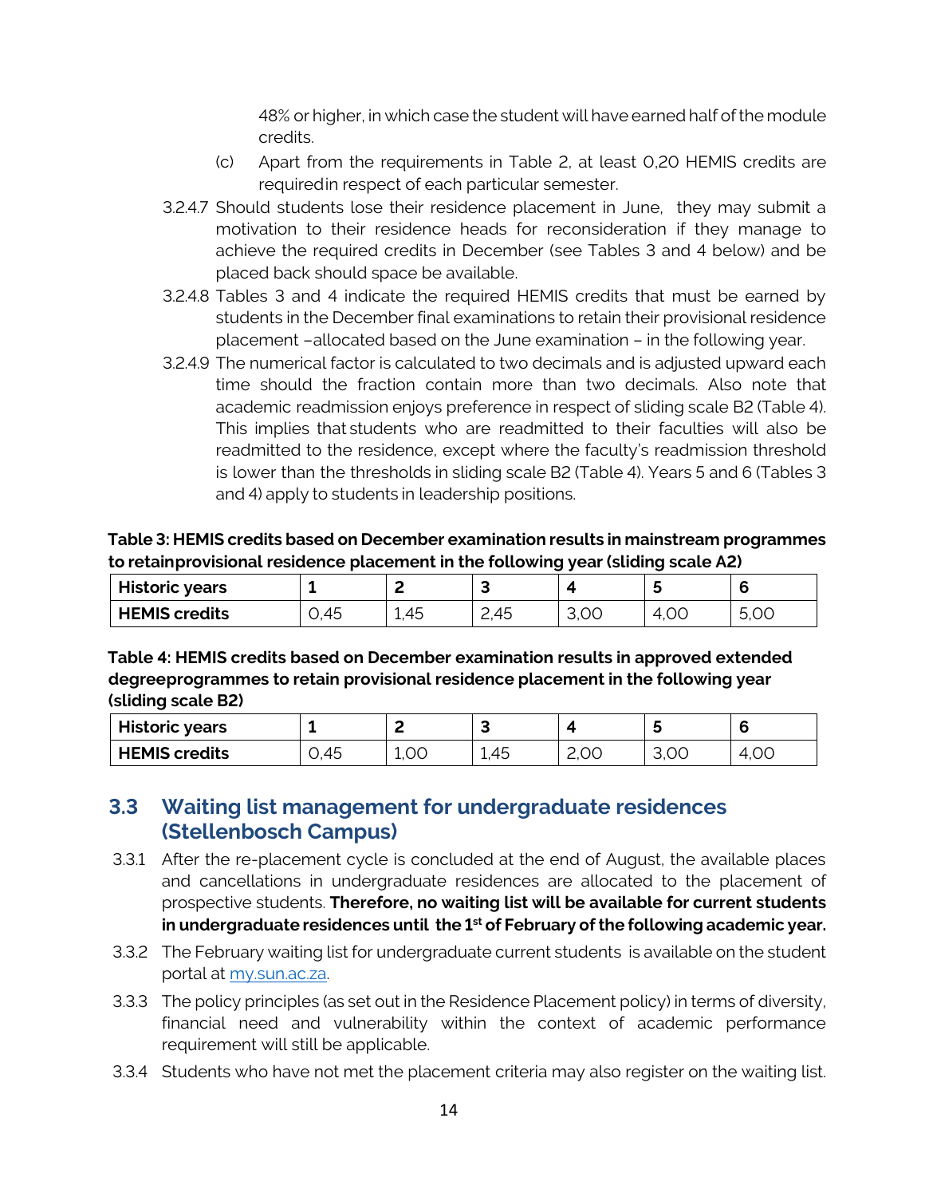48% or higher, in which case the student will have earned half of the module credits.

(c) Apart from the requirements in Table 2, at least 0,20 HEMIS credits are requiredin respect of each particular semester.

3.2.4.7 Should students lose their residence placement in June, they may submit a motivation to their residence heads for reconsideration if they manage to achieve the required credits in December (see Tables 3 and 4 below) and be placed back should space be available.

3.2.4.8 Tables 3 and 4 indicate the required HEMIS credits that must be earned by students in the December final examinations to retain their provisional residence placement –allocated based on the June examination – in the following year.

3.2.4.9 The numerical factor is calculated to two decimals and is adjusted upward each time should the fraction contain more than two decimals. Also note that academic readmission enjoys preference in respect of sliding scale B2 (Table 4). This implies that students who are readmitted to their faculties will also be readmitted to the residence, except where the faculty's readmission threshold is lower than the thresholds in sliding scale B2 (Table 4). Years 5 and 6 (Tables 3 and 4) apply to students in leadership positions.

**Table 3: HEMIS credits based on December examination results in mainstream programmes to retainprovisional residence placement in the following year (sliding scale A2)**

| Historic years | 1 | 2 | 3 | 4 | 5 | 6 |
|---|---|---|---|---|---|---|
| HEMIS credits | 0,45 | 1,45 | 2,45 | 3,00 | 4,00 | 5,00 |

**Table 4: HEMIS credits based on December examination results in approved extended degreeprogrammes to retain provisional residence placement in the following year (sliding scale B2)**

| Historic years | 1 | 2 | 3 | 4 | 5 | 6 |
|---|---|---|---|---|---|---|
| HEMIS credits | 0,45 | 1,00 | 1,45 | 2,00 | 3,00 | 4,00 |

## 3.3 Waiting list management for undergraduate residences (Stellenbosch Campus)

3.3.1 After the re-placement cycle is concluded at the end of August, the available places and cancellations in undergraduate residences are allocated to the placement of prospective students. **Therefore, no waiting list will be available for current students in undergraduate residences until the 1st of February of the following academic year.**

3.3.2 The February waiting list for undergraduate current students is available on the student portal at my.sun.ac.za.

3.3.3 The policy principles (as set out in the Residence Placement policy) in terms of diversity, financial need and vulnerability within the context of academic performance requirement will still be applicable.

3.3.4 Students who have not met the placement criteria may also register on the waiting list.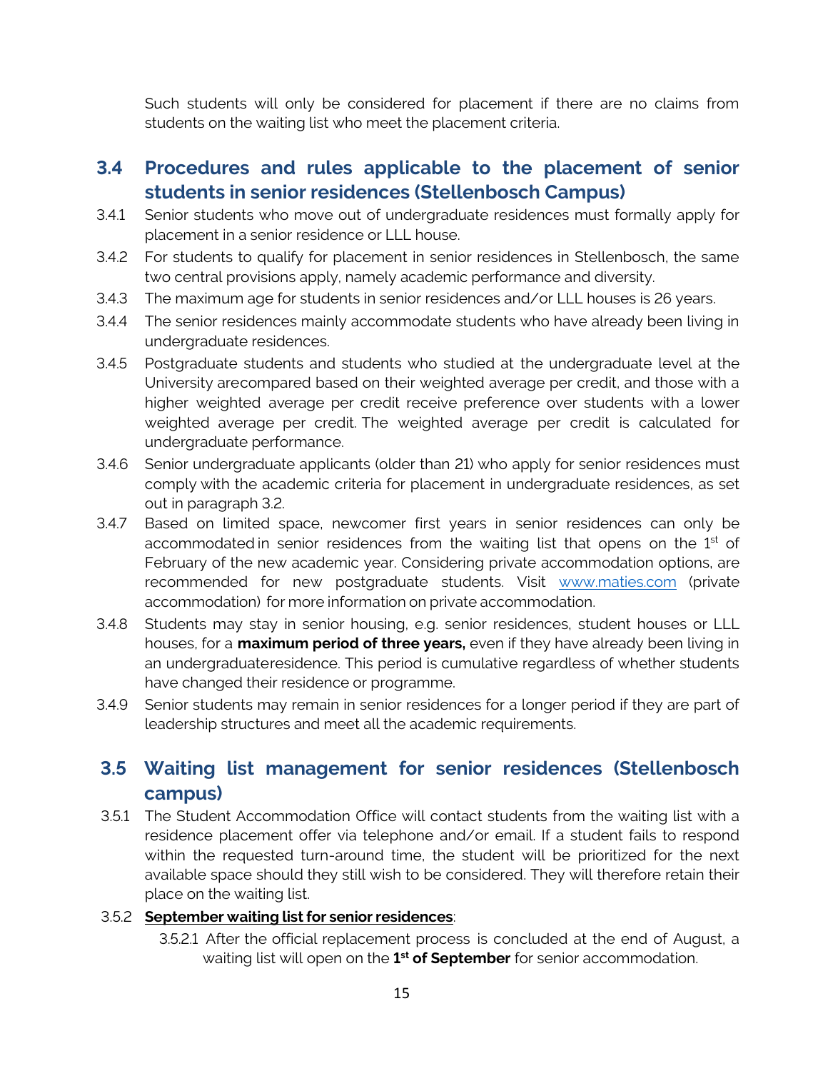Such students will only be considered for placement if there are no claims from students on the waiting list who meet the placement criteria.

## 3.4 Procedures and rules applicable to the placement of senior students in senior residences (Stellenbosch Campus)

3.4.1 Senior students who move out of undergraduate residences must formally apply for placement in a senior residence or LLL house.

3.4.2 For students to qualify for placement in senior residences in Stellenbosch, the same two central provisions apply, namely academic performance and diversity.

3.4.3 The maximum age for students in senior residences and/or LLL houses is 26 years.

3.4.4 The senior residences mainly accommodate students who have already been living in undergraduate residences.

3.4.5 Postgraduate students and students who studied at the undergraduate level at the University arecompared based on their weighted average per credit, and those with a higher weighted average per credit receive preference over students with a lower weighted average per credit. The weighted average per credit is calculated for undergraduate performance.

3.4.6 Senior undergraduate applicants (older than 21) who apply for senior residences must comply with the academic criteria for placement in undergraduate residences, as set out in paragraph 3.2.

3.4.7 Based on limited space, newcomer first years in senior residences can only be accommodated in senior residences from the waiting list that opens on the 1st of February of the new academic year. Considering private accommodation options, are recommended for new postgraduate students. Visit www.maties.com (private accommodation) for more information on private accommodation.

3.4.8 Students may stay in senior housing, e.g. senior residences, student houses or LLL houses, for a **maximum period of three years,** even if they have already been living in an undergraduateresidence. This period is cumulative regardless of whether students have changed their residence or programme.

3.4.9 Senior students may remain in senior residences for a longer period if they are part of leadership structures and meet all the academic requirements.

## 3.5 Waiting list management for senior residences (Stellenbosch campus)

3.5.1 The Student Accommodation Office will contact students from the waiting list with a residence placement offer via telephone and/or email. If a student fails to respond within the requested turn-around time, the student will be prioritized for the next available space should they still wish to be considered. They will therefore retain their place on the waiting list.

3.5.2 **September waiting list for senior residences**:

3.5.2.1 After the official replacement process is concluded at the end of August, a waiting list will open on the **1st of September** for senior accommodation.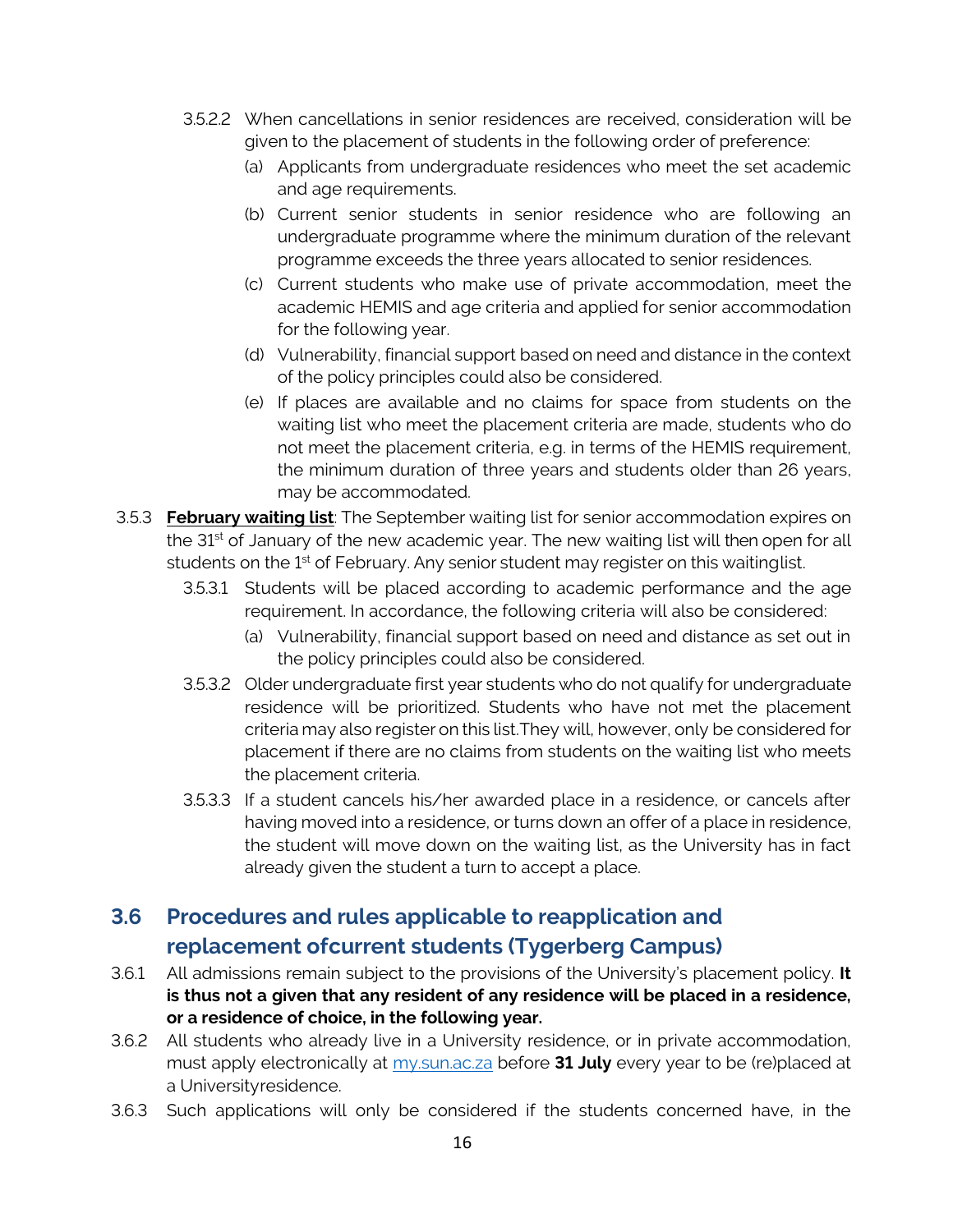3.5.2.2 When cancellations in senior residences are received, consideration will be given to the placement of students in the following order of preference:

(a) Applicants from undergraduate residences who meet the set academic and age requirements.

(b) Current senior students in senior residence who are following an undergraduate programme where the minimum duration of the relevant programme exceeds the three years allocated to senior residences.

(c) Current students who make use of private accommodation, meet the academic HEMIS and age criteria and applied for senior accommodation for the following year.

(d) Vulnerability, financial support based on need and distance in the context of the policy principles could also be considered.

(e) If places are available and no claims for space from students on the waiting list who meet the placement criteria are made, students who do not meet the placement criteria, e.g. in terms of the HEMIS requirement, the minimum duration of three years and students older than 26 years, may be accommodated.

3.5.3 **February waiting list**: The September waiting list for senior accommodation expires on the 31st of January of the new academic year. The new waiting list will then open for all students on the 1st of February. Any senior student may register on this waitinglist.

3.5.3.1 Students will be placed according to academic performance and the age requirement. In accordance, the following criteria will also be considered:

(a) Vulnerability, financial support based on need and distance as set out in the policy principles could also be considered.

3.5.3.2 Older undergraduate first year students who do not qualify for undergraduate residence will be prioritized. Students who have not met the placement criteria may also register on this list.They will, however, only be considered for placement if there are no claims from students on the waiting list who meets the placement criteria.

3.5.3.3 If a student cancels his/her awarded place in a residence, or cancels after having moved into a residence, or turns down an offer of a place in residence, the student will move down on the waiting list, as the University has in fact already given the student a turn to accept a place.

## 3.6 Procedures and rules applicable to reapplication and replacement ofcurrent students (Tygerberg Campus)

3.6.1 All admissions remain subject to the provisions of the University's placement policy. **It is thus not a given that any resident of any residence will be placed in a residence, or a residence of choice, in the following year.**

3.6.2 All students who already live in a University residence, or in private accommodation, must apply electronically at my.sun.ac.za before **31 July** every year to be (re)placed at a Universityresidence.

3.6.3 Such applications will only be considered if the students concerned have, in the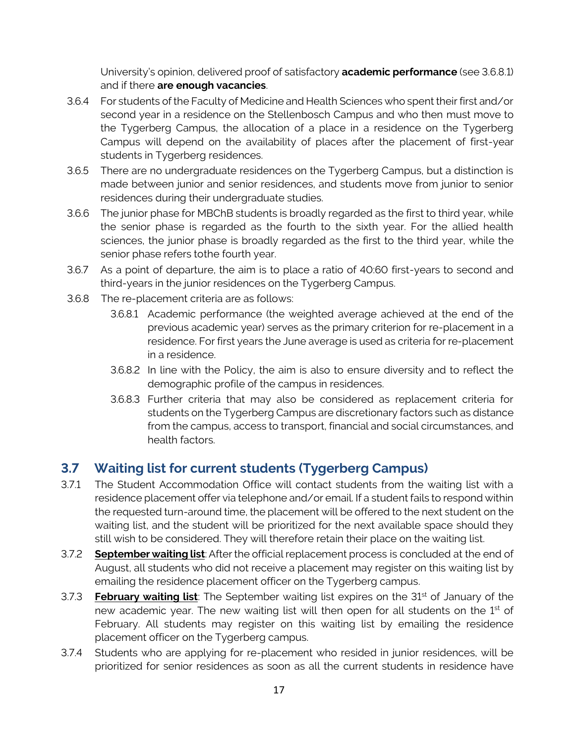University's opinion, delivered proof of satisfactory **academic performance** (see 3.6.8.1) and if there **are enough vacancies**.

3.6.4 For students of the Faculty of Medicine and Health Sciences who spent their first and/or second year in a residence on the Stellenbosch Campus and who then must move to the Tygerberg Campus, the allocation of a place in a residence on the Tygerberg Campus will depend on the availability of places after the placement of first-year students in Tygerberg residences.

3.6.5 There are no undergraduate residences on the Tygerberg Campus, but a distinction is made between junior and senior residences, and students move from junior to senior residences during their undergraduate studies.

3.6.6 The junior phase for MBChB students is broadly regarded as the first to third year, while the senior phase is regarded as the fourth to the sixth year. For the allied health sciences, the junior phase is broadly regarded as the first to the third year, while the senior phase refers tothe fourth year.

3.6.7 As a point of departure, the aim is to place a ratio of 40:60 first-years to second and third-years in the junior residences on the Tygerberg Campus.

3.6.8 The re-placement criteria are as follows:

3.6.8.1 Academic performance (the weighted average achieved at the end of the previous academic year) serves as the primary criterion for re-placement in a residence. For first years the June average is used as criteria for re-placement in a residence.

3.6.8.2 In line with the Policy, the aim is also to ensure diversity and to reflect the demographic profile of the campus in residences.

3.6.8.3 Further criteria that may also be considered as replacement criteria for students on the Tygerberg Campus are discretionary factors such as distance from the campus, access to transport, financial and social circumstances, and health factors.

## 3.7 Waiting list for current students (Tygerberg Campus)

3.7.1 The Student Accommodation Office will contact students from the waiting list with a residence placement offer via telephone and/or email. If a student fails to respond within the requested turn-around time, the placement will be offered to the next student on the waiting list, and the student will be prioritized for the next available space should they still wish to be considered. They will therefore retain their place on the waiting list.

3.7.2 **September waiting list**: After the official replacement process is concluded at the end of August, all students who did not receive a placement may register on this waiting list by emailing the residence placement officer on the Tygerberg campus.

3.7.3 **February waiting list**: The September waiting list expires on the 31st of January of the new academic year. The new waiting list will then open for all students on the 1st of February. All students may register on this waiting list by emailing the residence placement officer on the Tygerberg campus.

3.7.4 Students who are applying for re-placement who resided in junior residences, will be prioritized for senior residences as soon as all the current students in residence have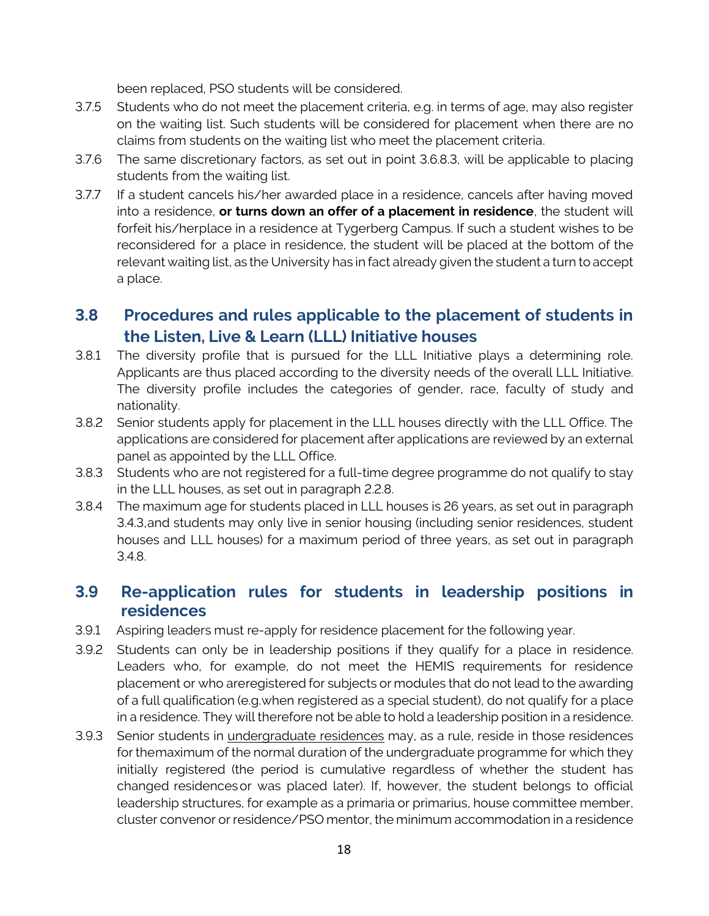been replaced, PSO students will be considered.

3.7.5 Students who do not meet the placement criteria, e.g. in terms of age, may also register on the waiting list. Such students will be considered for placement when there are no claims from students on the waiting list who meet the placement criteria.

3.7.6 The same discretionary factors, as set out in point 3.6.8.3, will be applicable to placing students from the waiting list.

3.7.7 If a student cancels his/her awarded place in a residence, cancels after having moved into a residence, **or turns down an offer of a placement in residence**, the student will forfeit his/herplace in a residence at Tygerberg Campus. If such a student wishes to be reconsidered for a place in residence, the student will be placed at the bottom of the relevant waiting list, as the University has in fact already given the student a turn to accept a place.

## 3.8 Procedures and rules applicable to the placement of students in the Listen, Live & Learn (LLL) Initiative houses

3.8.1 The diversity profile that is pursued for the LLL Initiative plays a determining role. Applicants are thus placed according to the diversity needs of the overall LLL Initiative. The diversity profile includes the categories of gender, race, faculty of study and nationality.

3.8.2 Senior students apply for placement in the LLL houses directly with the LLL Office. The applications are considered for placement after applications are reviewed by an external panel as appointed by the LLL Office.

3.8.3 Students who are not registered for a full-time degree programme do not qualify to stay in the LLL houses, as set out in paragraph 2.2.8.

3.8.4 The maximum age for students placed in LLL houses is 26 years, as set out in paragraph 3.4.3,and students may only live in senior housing (including senior residences, student houses and LLL houses) for a maximum period of three years, as set out in paragraph 3.4.8.

## 3.9 Re-application rules for students in leadership positions in residences

3.9.1 Aspiring leaders must re-apply for residence placement for the following year.

3.9.2 Students can only be in leadership positions if they qualify for a place in residence. Leaders who, for example, do not meet the HEMIS requirements for residence placement or who areregistered for subjects or modules that do not lead to the awarding of a full qualification (e.g.when registered as a special student), do not qualify for a place in a residence. They will therefore not be able to hold a leadership position in a residence.

3.9.3 Senior students in <u>undergraduate residences</u> may, as a rule, reside in those residences for themaximum of the normal duration of the undergraduate programme for which they initially registered (the period is cumulative regardless of whether the student has changed residencesor was placed later). If, however, the student belongs to official leadership structures, for example as a primaria or primarius, house committee member, cluster convenor or residence/PSO mentor, the minimum accommodation in a residence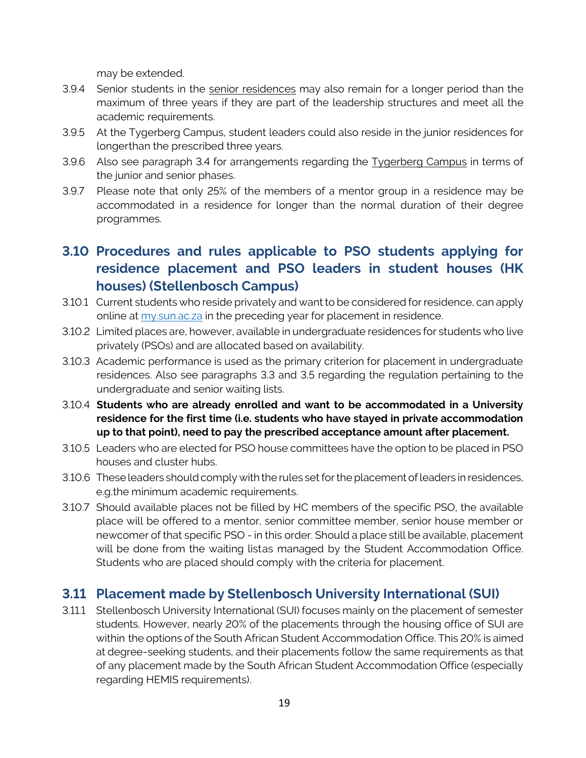may be extended.

3.9.4 Senior students in the senior residences may also remain for a longer period than the maximum of three years if they are part of the leadership structures and meet all the academic requirements.

3.9.5 At the Tygerberg Campus, student leaders could also reside in the junior residences for longerthan the prescribed three years.

3.9.6 Also see paragraph 3.4 for arrangements regarding the Tygerberg Campus in terms of the junior and senior phases.

3.9.7 Please note that only 25% of the members of a mentor group in a residence may be accommodated in a residence for longer than the normal duration of their degree programmes.

## 3.10 Procedures and rules applicable to PSO students applying for residence placement and PSO leaders in student houses (HK houses) (Stellenbosch Campus)

3.10.1 Current students who reside privately and want to be considered for residence, can apply online at [my.sun.ac.za](my.sun.ac.za) in the preceding year for placement in residence.

3.10.2 Limited places are, however, available in undergraduate residences for students who live privately (PSOs) and are allocated based on availability.

3.10.3 Academic performance is used as the primary criterion for placement in undergraduate residences. Also see paragraphs 3.3 and 3.5 regarding the regulation pertaining to the undergraduate and senior waiting lists.

3.10.4 **Students who are already enrolled and want to be accommodated in a University residence for the first time (i.e. students who have stayed in private accommodation up to that point), need to pay the prescribed acceptance amount after placement.**

3.10.5 Leaders who are elected for PSO house committees have the option to be placed in PSO houses and cluster hubs.

3.10.6 These leaders should comply with the rules set for the placement of leaders in residences, e.g.the minimum academic requirements.

3.10.7 Should available places not be filled by HC members of the specific PSO, the available place will be offered to a mentor, senior committee member, senior house member or newcomer of that specific PSO - in this order. Should a place still be available, placement will be done from the waiting listas managed by the Student Accommodation Office. Students who are placed should comply with the criteria for placement.

## 3.11 Placement made by Stellenbosch University International (SUI)

3.11.1 Stellenbosch University International (SUI) focuses mainly on the placement of semester students. However, nearly 20% of the placements through the housing office of SUI are within the options of the South African Student Accommodation Office. This 20% is aimed at degree-seeking students, and their placements follow the same requirements as that of any placement made by the South African Student Accommodation Office (especially regarding HEMIS requirements).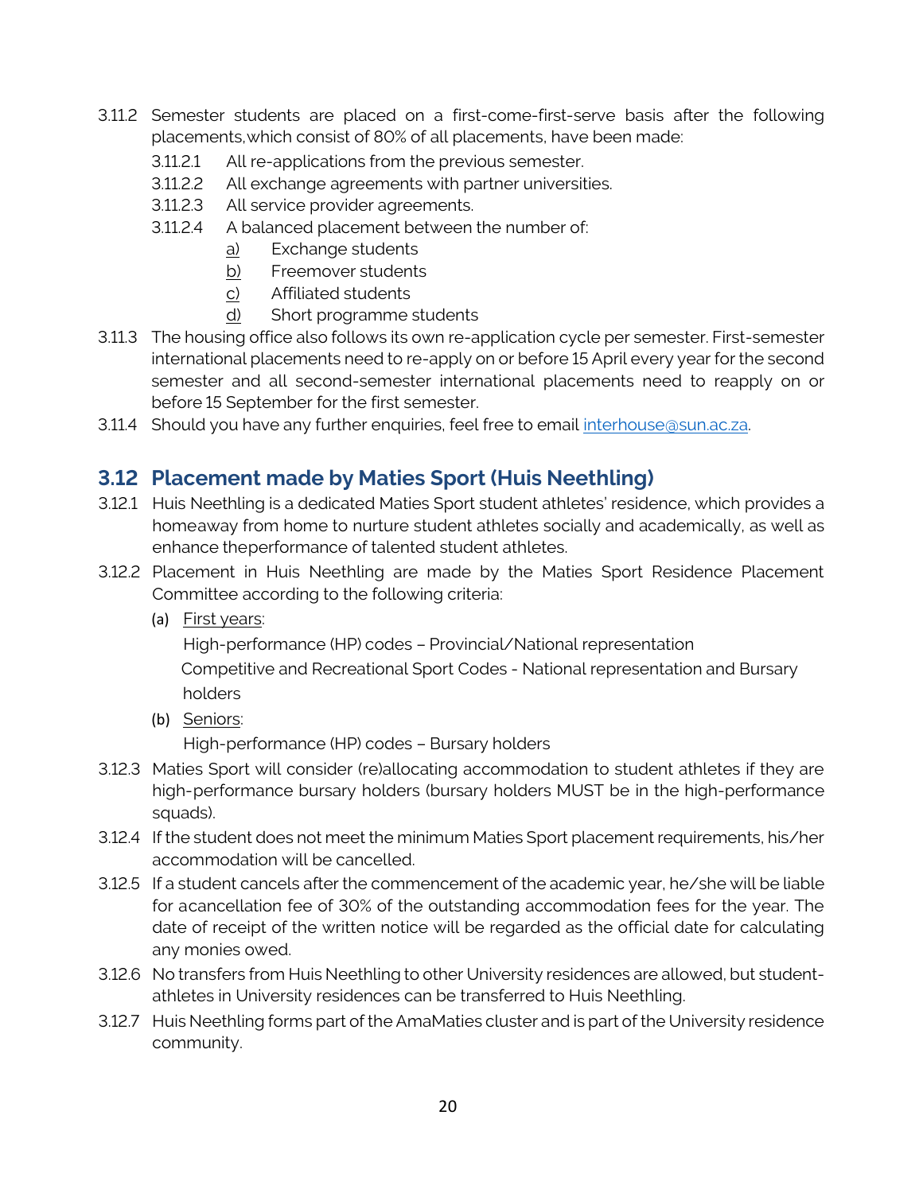3.11.2 Semester students are placed on a first-come-first-serve basis after the following placements,which consist of 80% of all placements, have been made:

- 3.11.2.1 All re-applications from the previous semester.
- 3.11.2.2 All exchange agreements with partner universities.
- 3.11.2.3 All service provider agreements.
- 3.11.2.4 A balanced placement between the number of:
  - a) Exchange students
  - b) Freemover students
  - c) Affiliated students
  - d) Short programme students

3.11.3 The housing office also follows its own re-application cycle per semester. First-semester international placements need to re-apply on or before 15 April every year for the second semester and all second-semester international placements need to reapply on or before 15 September for the first semester.

3.11.4 Should you have any further enquiries, feel free to email interhouse@sun.ac.za.

## 3.12 Placement made by Maties Sport (Huis Neethling)

3.12.1 Huis Neethling is a dedicated Maties Sport student athletes' residence, which provides a homeaway from home to nurture student athletes socially and academically, as well as enhance theperformance of talented student athletes.

3.12.2 Placement in Huis Neethling are made by the Maties Sport Residence Placement Committee according to the following criteria:

(a) First years:

High-performance (HP) codes – Provincial/National representation

Competitive and Recreational Sport Codes - National representation and Bursary holders

(b) Seniors:

High-performance (HP) codes – Bursary holders

3.12.3 Maties Sport will consider (re)allocating accommodation to student athletes if they are high-performance bursary holders (bursary holders MUST be in the high-performance squads).

3.12.4 If the student does not meet the minimum Maties Sport placement requirements, his/her accommodation will be cancelled.

3.12.5 If a student cancels after the commencement of the academic year, he/she will be liable for acancellation fee of 30% of the outstanding accommodation fees for the year. The date of receipt of the written notice will be regarded as the official date for calculating any monies owed.

3.12.6 No transfers from Huis Neethling to other University residences are allowed, but student-athletes in University residences can be transferred to Huis Neethling.

3.12.7 Huis Neethling forms part of the AmaMaties cluster and is part of the University residence community.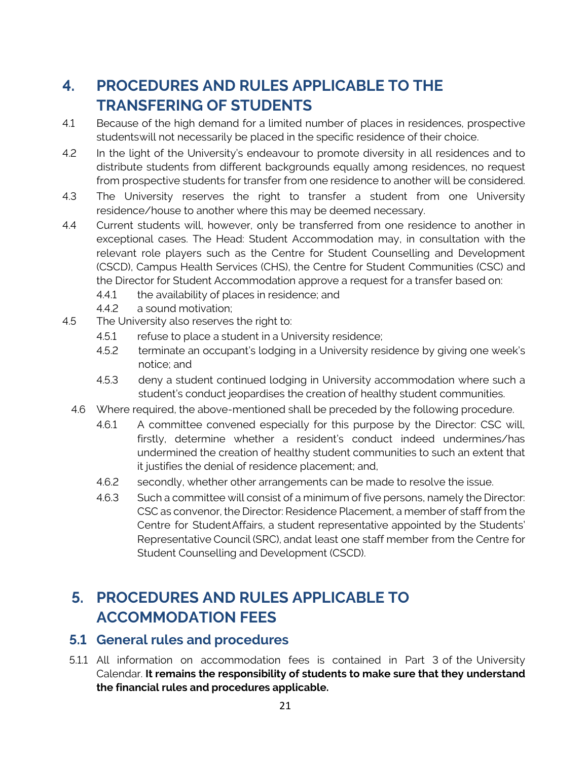# 4. PROCEDURES AND RULES APPLICABLE TO THE TRANSFERING OF STUDENTS

4.1 Because of the high demand for a limited number of places in residences, prospective studentswill not necessarily be placed in the specific residence of their choice.

4.2 In the light of the University's endeavour to promote diversity in all residences and to distribute students from different backgrounds equally among residences, no request from prospective students for transfer from one residence to another will be considered.

4.3 The University reserves the right to transfer a student from one University residence/house to another where this may be deemed necessary.

4.4 Current students will, however, only be transferred from one residence to another in exceptional cases. The Head: Student Accommodation may, in consultation with the relevant role players such as the Centre for Student Counselling and Development (CSCD), Campus Health Services (CHS), the Centre for Student Communities (CSC) and the Director for Student Accommodation approve a request for a transfer based on:

- 4.4.1 the availability of places in residence; and
- 4.4.2 a sound motivation;

4.5 The University also reserves the right to:

- 4.5.1 refuse to place a student in a University residence;
- 4.5.2 terminate an occupant's lodging in a University residence by giving one week's notice; and
- 4.5.3 deny a student continued lodging in University accommodation where such a student's conduct jeopardises the creation of healthy student communities.

4.6 Where required, the above-mentioned shall be preceded by the following procedure.

- 4.6.1 A committee convened especially for this purpose by the Director: CSC will, firstly, determine whether a resident's conduct indeed undermines/has undermined the creation of healthy student communities to such an extent that it justifies the denial of residence placement; and,
- 4.6.2 secondly, whether other arrangements can be made to resolve the issue.
- 4.6.3 Such a committee will consist of a minimum of five persons, namely the Director: CSC as convenor, the Director: Residence Placement, a member of staff from the Centre for StudentAffairs, a student representative appointed by the Students' Representative Council (SRC), andat least one staff member from the Centre for Student Counselling and Development (CSCD).

# 5. PROCEDURES AND RULES APPLICABLE TO ACCOMMODATION FEES

## 5.1 General rules and procedures

5.1.1 All information on accommodation fees is contained in Part 3 of the University Calendar. **It remains the responsibility of students to make sure that they understand the financial rules and procedures applicable.**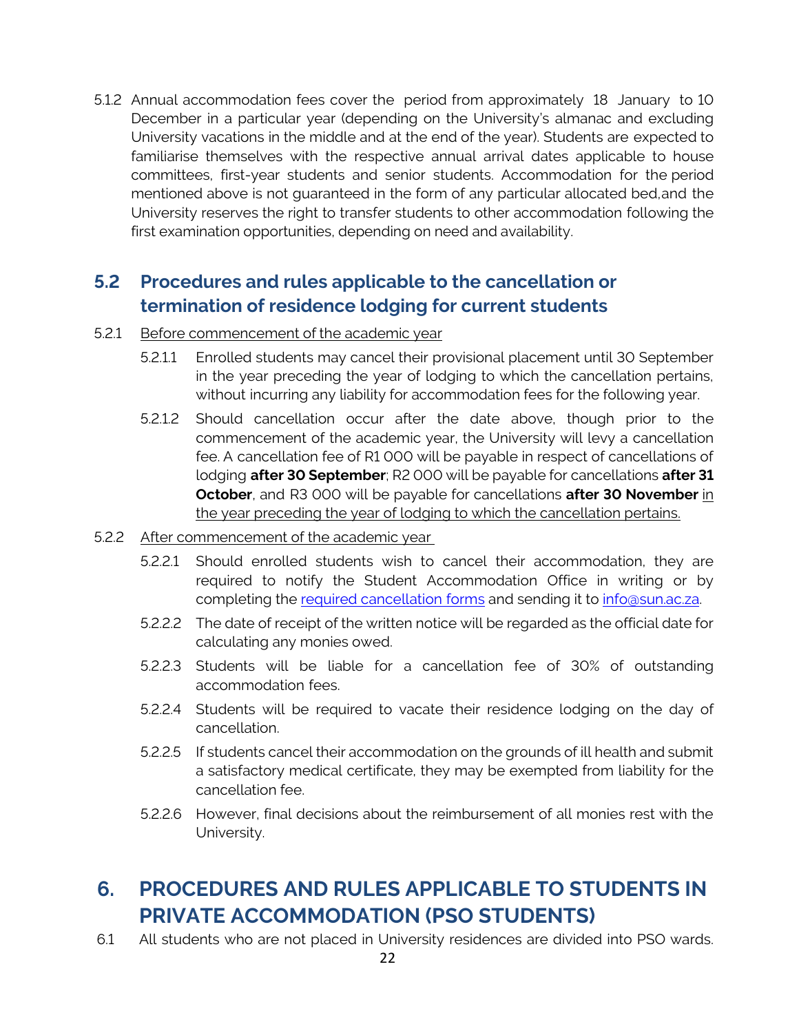5.1.2 Annual accommodation fees cover the period from approximately 18 January to 10 December in a particular year (depending on the University's almanac and excluding University vacations in the middle and at the end of the year). Students are expected to familiarise themselves with the respective annual arrival dates applicable to house committees, first-year students and senior students. Accommodation for the period mentioned above is not guaranteed in the form of any particular allocated bed,and the University reserves the right to transfer students to other accommodation following the first examination opportunities, depending on need and availability.

## 5.2 Procedures and rules applicable to the cancellation or termination of residence lodging for current students

5.2.1 Before commencement of the academic year

5.2.1.1 Enrolled students may cancel their provisional placement until 30 September in the year preceding the year of lodging to which the cancellation pertains, without incurring any liability for accommodation fees for the following year.

5.2.1.2 Should cancellation occur after the date above, though prior to the commencement of the academic year, the University will levy a cancellation fee. A cancellation fee of R1 000 will be payable in respect of cancellations of lodging **after 30 September**; R2 000 will be payable for cancellations **after 31 October**, and R3 000 will be payable for cancellations **after 30 November** in the year preceding the year of lodging to which the cancellation pertains.

5.2.2 After commencement of the academic year

5.2.2.1 Should enrolled students wish to cancel their accommodation, they are required to notify the Student Accommodation Office in writing or by completing the required cancellation forms and sending it to info@sun.ac.za.

5.2.2.2 The date of receipt of the written notice will be regarded as the official date for calculating any monies owed.

5.2.2.3 Students will be liable for a cancellation fee of 30% of outstanding accommodation fees.

5.2.2.4 Students will be required to vacate their residence lodging on the day of cancellation.

5.2.2.5 If students cancel their accommodation on the grounds of ill health and submit a satisfactory medical certificate, they may be exempted from liability for the cancellation fee.

5.2.2.6 However, final decisions about the reimbursement of all monies rest with the University.

# 6. PROCEDURES AND RULES APPLICABLE TO STUDENTS IN PRIVATE ACCOMMODATION (PSO STUDENTS)

6.1 All students who are not placed in University residences are divided into PSO wards.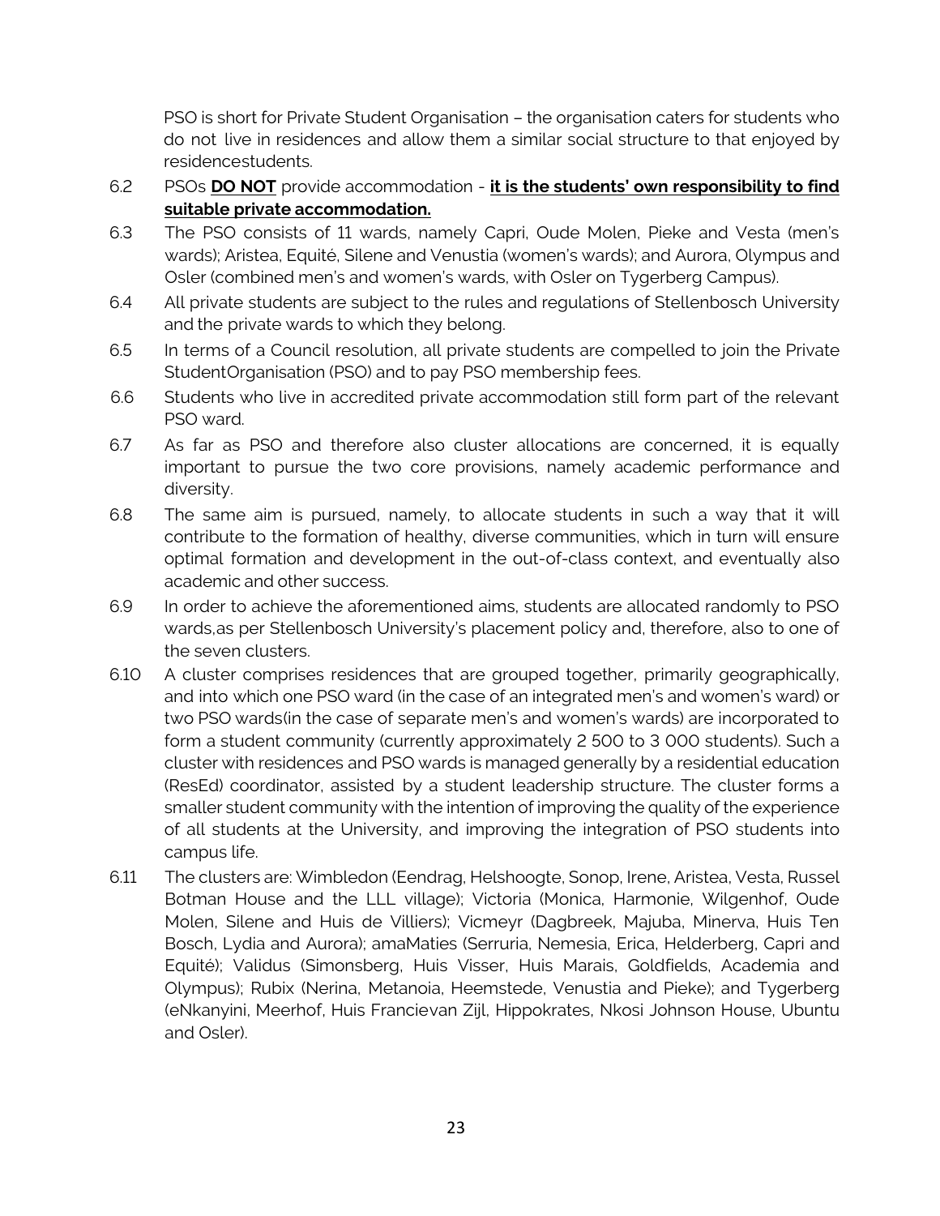PSO is short for Private Student Organisation – the organisation caters for students who do not live in residences and allow them a similar social structure to that enjoyed by residencestudents.

6.2 PSOs **DO NOT** provide accommodation - **it is the students' own responsibility to find suitable private accommodation.**

6.3 The PSO consists of 11 wards, namely Capri, Oude Molen, Pieke and Vesta (men's wards); Aristea, Equité, Silene and Venustia (women's wards); and Aurora, Olympus and Osler (combined men's and women's wards, with Osler on Tygerberg Campus).

6.4 All private students are subject to the rules and regulations of Stellenbosch University and the private wards to which they belong.

6.5 In terms of a Council resolution, all private students are compelled to join the Private StudentOrganisation (PSO) and to pay PSO membership fees.

6.6 Students who live in accredited private accommodation still form part of the relevant PSO ward.

6.7 As far as PSO and therefore also cluster allocations are concerned, it is equally important to pursue the two core provisions, namely academic performance and diversity.

6.8 The same aim is pursued, namely, to allocate students in such a way that it will contribute to the formation of healthy, diverse communities, which in turn will ensure optimal formation and development in the out-of-class context, and eventually also academic and other success.

6.9 In order to achieve the aforementioned aims, students are allocated randomly to PSO wards,as per Stellenbosch University's placement policy and, therefore, also to one of the seven clusters.

6.10 A cluster comprises residences that are grouped together, primarily geographically, and into which one PSO ward (in the case of an integrated men's and women's ward) or two PSO wards(in the case of separate men's and women's wards) are incorporated to form a student community (currently approximately 2 500 to 3 000 students). Such a cluster with residences and PSO wards is managed generally by a residential education (ResEd) coordinator, assisted by a student leadership structure. The cluster forms a smaller student community with the intention of improving the quality of the experience of all students at the University, and improving the integration of PSO students into campus life.

6.11 The clusters are: Wimbledon (Eendrag, Helshoogte, Sonop, Irene, Aristea, Vesta, Russel Botman House and the LLL village); Victoria (Monica, Harmonie, Wilgenhof, Oude Molen, Silene and Huis de Villiers); Vicmeyr (Dagbreek, Majuba, Minerva, Huis Ten Bosch, Lydia and Aurora); amaMaties (Serruria, Nemesia, Erica, Helderberg, Capri and Equité); Validus (Simonsberg, Huis Visser, Huis Marais, Goldfields, Academia and Olympus); Rubix (Nerina, Metanoia, Heemstede, Venustia and Pieke); and Tygerberg (eNkanyini, Meerhof, Huis Francievan Zijl, Hippokrates, Nkosi Johnson House, Ubuntu and Osler).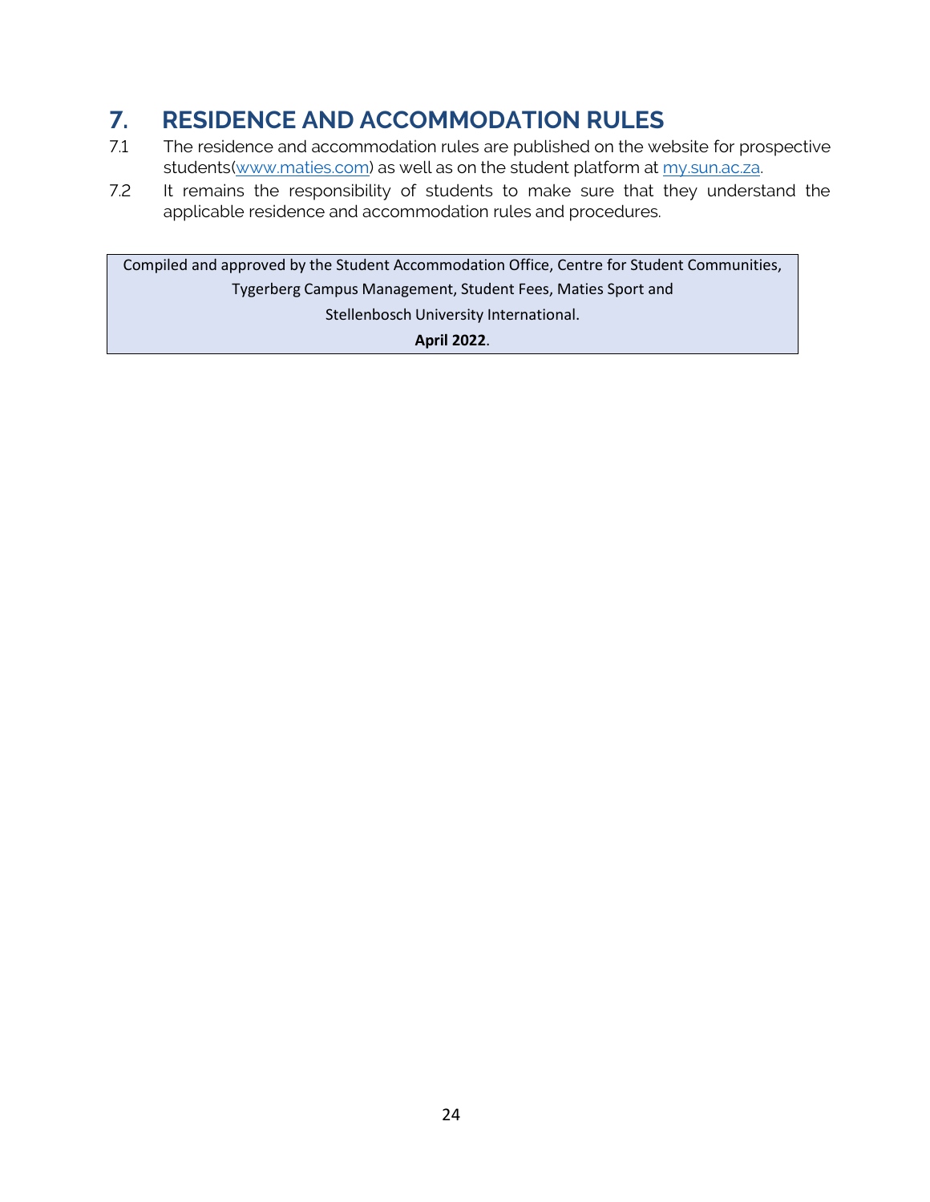## 7. RESIDENCE AND ACCOMMODATION RULES

7.1 The residence and accommodation rules are published on the website for prospective students(www.maties.com) as well as on the student platform at my.sun.ac.za.

7.2 It remains the responsibility of students to make sure that they understand the applicable residence and accommodation rules and procedures.

Compiled and approved by the Student Accommodation Office, Centre for Student Communities, Tygerberg Campus Management, Student Fees, Maties Sport and Stellenbosch University International.

**April 2022**.